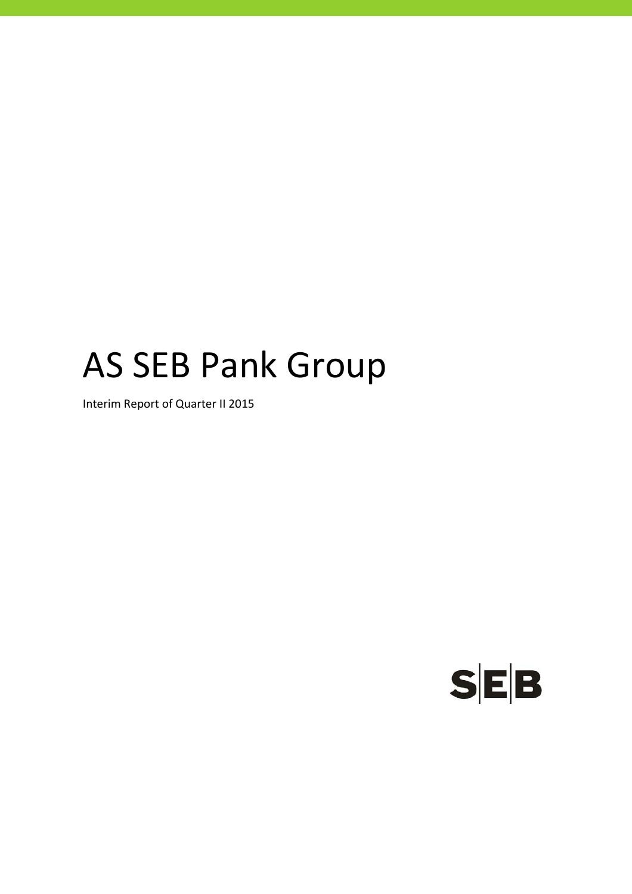# AS SEB Pank Group

Interim Report of Quarter II 2015

SEB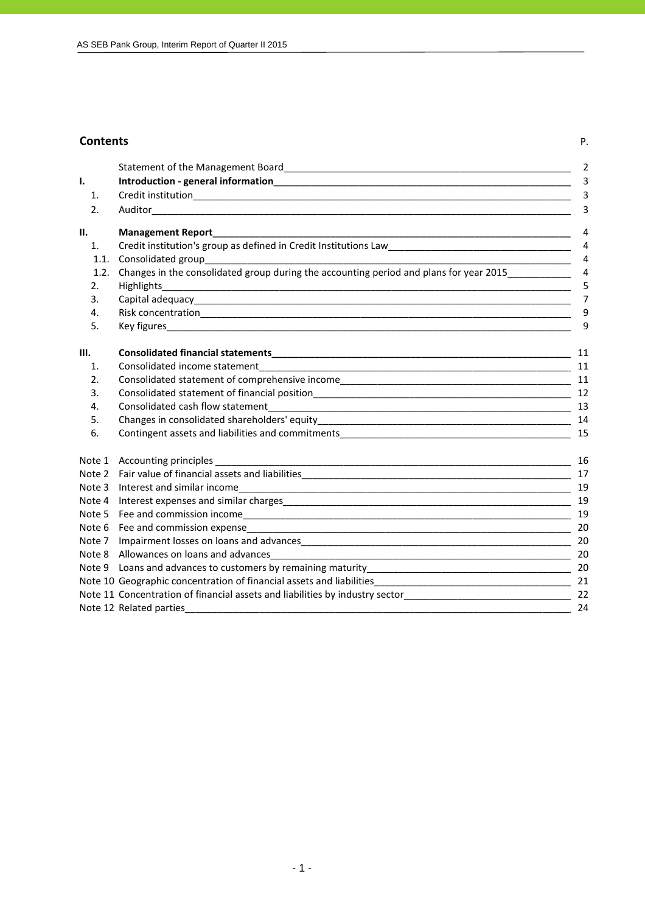## Contents

| | | P. |
|---|---|---|
| | Statement of the Management Board | 2 |
| **I.** | **Introduction - general information** | 3 |
| 1. | Credit institution | 3 |
| 2. | Auditor | 3 |
| **II.** | **Management Report** | 4 |
| 1. | Credit institution's group as defined in Credit Institutions Law | 4 |
| 1.1. | Consolidated group | 4 |
| 1.2. | Changes in the consolidated group during the accounting period and plans for year 2015 | 4 |
| 2. | Highlights | 5 |
| 3. | Capital adequacy | 7 |
| 4. | Risk concentration | 9 |
| 5. | Key figures | 9 |
| **III.** | **Consolidated financial statements** | 11 |
| 1. | Consolidated income statement | 11 |
| 2. | Consolidated statement of comprehensive income | 11 |
| 3. | Consolidated statement of financial position | 12 |
| 4. | Consolidated cash flow statement | 13 |
| 5. | Changes in consolidated shareholders' equity | 14 |
| 6. | Contingent assets and liabilities and commitments | 15 |
| Note 1 | Accounting principles | 16 |
| Note 2 | Fair value of financial assets and liabilities | 17 |
| Note 3 | Interest and similar income | 19 |
| Note 4 | Interest expenses and similar charges | 19 |
| Note 5 | Fee and commission income | 19 |
| Note 6 | Fee and commission expense | 20 |
| Note 7 | Impairment losses on loans and advances | 20 |
| Note 8 | Allowances on loans and advances | 20 |
| Note 9 | Loans and advances to customers by remaining maturity | 20 |
| Note 10 | Geographic concentration of financial assets and liabilities | 21 |
| Note 11 | Concentration of financial assets and liabilities by industry sector | 22 |
| Note 12 | Related parties | 24 |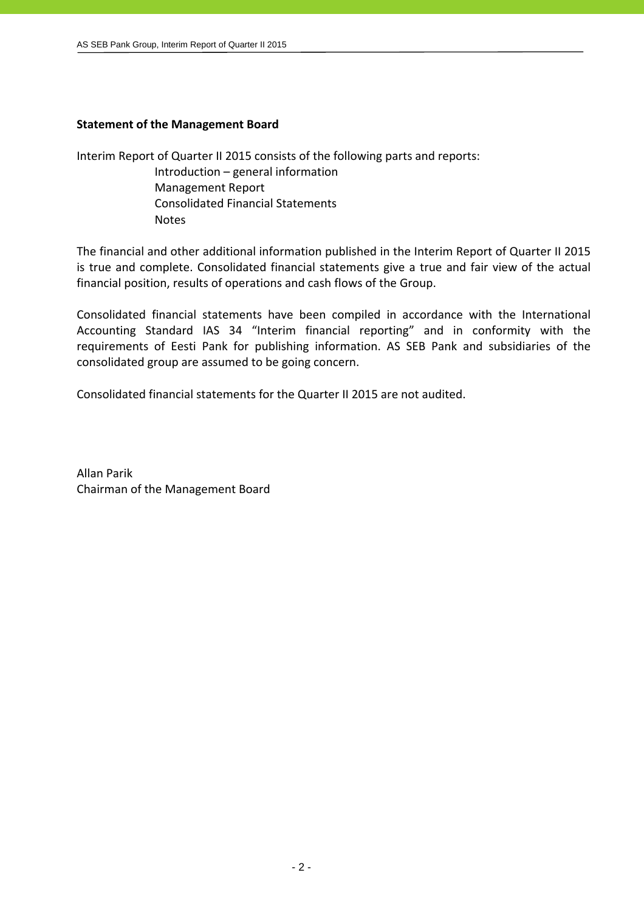**Statement of the Management Board**

Interim Report of Quarter II 2015 consists of the following parts and reports:

- Introduction – general information
- Management Report
- Consolidated Financial Statements
- Notes

The financial and other additional information published in the Interim Report of Quarter II 2015 is true and complete. Consolidated financial statements give a true and fair view of the actual financial position, results of operations and cash flows of the Group.

Consolidated financial statements have been compiled in accordance with the International Accounting Standard IAS 34 "Interim financial reporting" and in conformity with the requirements of Eesti Pank for publishing information. AS SEB Pank and subsidiaries of the consolidated group are assumed to be going concern.

Consolidated financial statements for the Quarter II 2015 are not audited.

Allan Parik
Chairman of the Management Board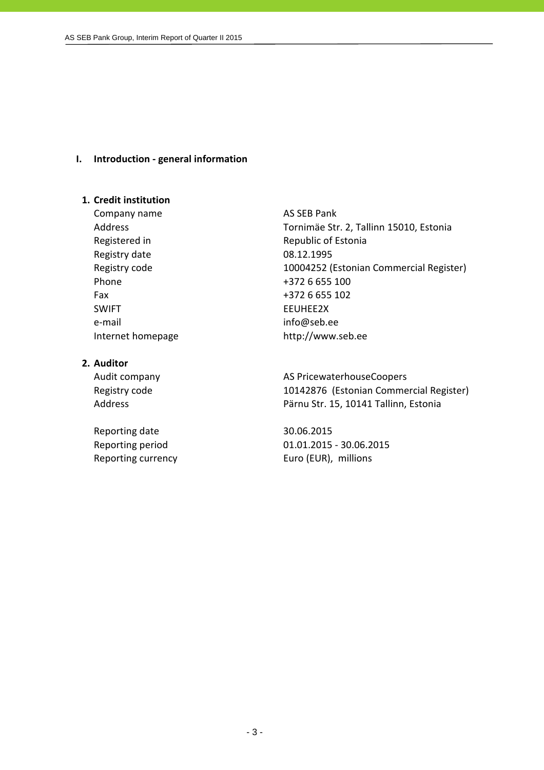# I. Introduction - general information

## 1. Credit institution

| | |
|---|---|
| Company name | AS SEB Pank |
| Address | Tornimäe Str. 2, Tallinn 15010, Estonia |
| Registered in | Republic of Estonia |
| Registry date | 08.12.1995 |
| Registry code | 10004252 (Estonian Commercial Register) |
| Phone | +372 6 655 100 |
| Fax | +372 6 655 102 |
| SWIFT | EEUHEE2X |
| e-mail | info@seb.ee |
| Internet homepage | http://www.seb.ee |

## 2. Auditor

| | |
|---|---|
| Audit company | AS PricewaterhouseCoopers |
| Registry code | 10142876 (Estonian Commercial Register) |
| Address | Pärnu Str. 15, 10141 Tallinn, Estonia |

| | |
|---|---|
| Reporting date | 30.06.2015 |
| Reporting period | 01.01.2015 - 30.06.2015 |
| Reporting currency | Euro (EUR), millions |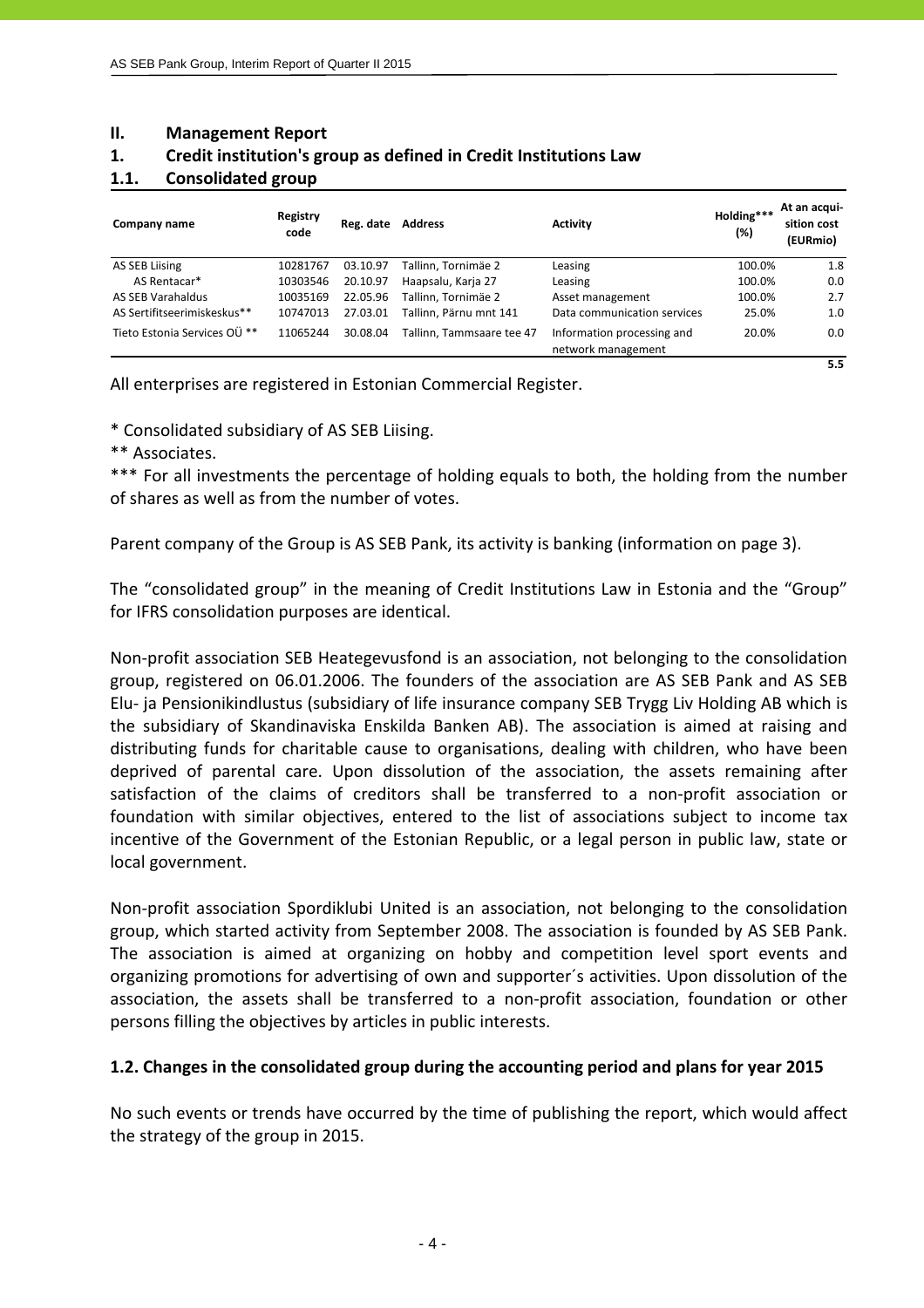## II. Management Report

## 1. Credit institution's group as defined in Credit Institutions Law

### 1.1. Consolidated group

| Company name | Registry code | Reg. date | Address | Activity | Holding*** (%) | At an acqui-sition cost (EURmio) |
|---|---|---|---|---|---|---|
| AS SEB Liising | 10281767 | 03.10.97 | Tallinn, Tornimäe 2 | Leasing | 100.0% | 1.8 |
| AS Rentacar* | 10303546 | 20.10.97 | Haapsalu, Karja 27 | Leasing | 100.0% | 0.0 |
| AS SEB Varahaldus | 10035169 | 22.05.96 | Tallinn, Tornimäe 2 | Asset management | 100.0% | 2.7 |
| AS Sertifitseerimiskeskus** | 10747013 | 27.03.01 | Tallinn, Pärnu mnt 141 | Data communication services | 25.0% | 1.0 |
| Tieto Estonia Services OÜ ** | 11065244 | 30.08.04 | Tallinn, Tammsaare tee 47 | Information processing and network management | 20.0% | 0.0 |
| | | | | | | 5.5 |

All enterprises are registered in Estonian Commercial Register.

* Consolidated subsidiary of AS SEB Liising.

** Associates.

*** For all investments the percentage of holding equals to both, the holding from the number of shares as well as from the number of votes.

Parent company of the Group is AS SEB Pank, its activity is banking (information on page 3).

The "consolidated group" in the meaning of Credit Institutions Law in Estonia and the "Group" for IFRS consolidation purposes are identical.

Non-profit association SEB Heategevusfond is an association, not belonging to the consolidation group, registered on 06.01.2006. The founders of the association are AS SEB Pank and AS SEB Elu- ja Pensionikindlustus (subsidiary of life insurance company SEB Trygg Liv Holding AB which is the subsidiary of Skandinaviska Enskilda Banken AB). The association is aimed at raising and distributing funds for charitable cause to organisations, dealing with children, who have been deprived of parental care. Upon dissolution of the association, the assets remaining after satisfaction of the claims of creditors shall be transferred to a non-profit association or foundation with similar objectives, entered to the list of associations subject to income tax incentive of the Government of the Estonian Republic, or a legal person in public law, state or local government.

Non-profit association Spordiklubi United is an association, not belonging to the consolidation group, which started activity from September 2008. The association is founded by AS SEB Pank. The association is aimed at organizing on hobby and competition level sport events and organizing promotions for advertising of own and supporter´s activities. Upon dissolution of the association, the assets shall be transferred to a non-profit association, foundation or other persons filling the objectives by articles in public interests.

### 1.2. Changes in the consolidated group during the accounting period and plans for year 2015

No such events or trends have occurred by the time of publishing the report, which would affect the strategy of the group in 2015.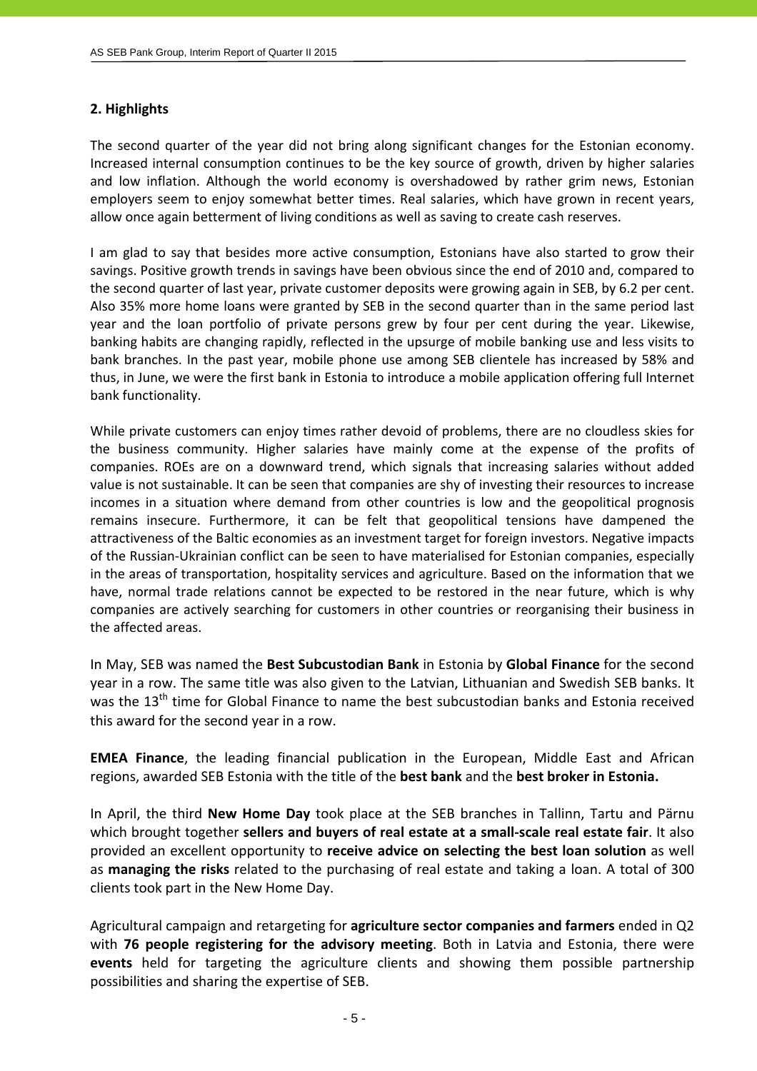## 2. Highlights

The second quarter of the year did not bring along significant changes for the Estonian economy. Increased internal consumption continues to be the key source of growth, driven by higher salaries and low inflation. Although the world economy is overshadowed by rather grim news, Estonian employers seem to enjoy somewhat better times. Real salaries, which have grown in recent years, allow once again betterment of living conditions as well as saving to create cash reserves.

I am glad to say that besides more active consumption, Estonians have also started to grow their savings. Positive growth trends in savings have been obvious since the end of 2010 and, compared to the second quarter of last year, private customer deposits were growing again in SEB, by 6.2 per cent. Also 35% more home loans were granted by SEB in the second quarter than in the same period last year and the loan portfolio of private persons grew by four per cent during the year. Likewise, banking habits are changing rapidly, reflected in the upsurge of mobile banking use and less visits to bank branches. In the past year, mobile phone use among SEB clientele has increased by 58% and thus, in June, we were the first bank in Estonia to introduce a mobile application offering full Internet bank functionality.

While private customers can enjoy times rather devoid of problems, there are no cloudless skies for the business community. Higher salaries have mainly come at the expense of the profits of companies. ROEs are on a downward trend, which signals that increasing salaries without added value is not sustainable. It can be seen that companies are shy of investing their resources to increase incomes in a situation where demand from other countries is low and the geopolitical prognosis remains insecure. Furthermore, it can be felt that geopolitical tensions have dampened the attractiveness of the Baltic economies as an investment target for foreign investors. Negative impacts of the Russian-Ukrainian conflict can be seen to have materialised for Estonian companies, especially in the areas of transportation, hospitality services and agriculture. Based on the information that we have, normal trade relations cannot be expected to be restored in the near future, which is why companies are actively searching for customers in other countries or reorganising their business in the affected areas.

In May, SEB was named the **Best Subcustodian Bank** in Estonia by **Global Finance** for the second year in a row. The same title was also given to the Latvian, Lithuanian and Swedish SEB banks. It was the 13th time for Global Finance to name the best subcustodian banks and Estonia received this award for the second year in a row.

**EMEA Finance**, the leading financial publication in the European, Middle East and African regions, awarded SEB Estonia with the title of the **best bank** and the **best broker in Estonia.**

In April, the third **New Home Day** took place at the SEB branches in Tallinn, Tartu and Pärnu which brought together **sellers and buyers of real estate at a small-scale real estate fair**. It also provided an excellent opportunity to **receive advice on selecting the best loan solution** as well as **managing the risks** related to the purchasing of real estate and taking a loan. A total of 300 clients took part in the New Home Day.

Agricultural campaign and retargeting for **agriculture sector companies and farmers** ended in Q2 with **76 people registering for the advisory meeting**. Both in Latvia and Estonia, there were **events** held for targeting the agriculture clients and showing them possible partnership possibilities and sharing the expertise of SEB.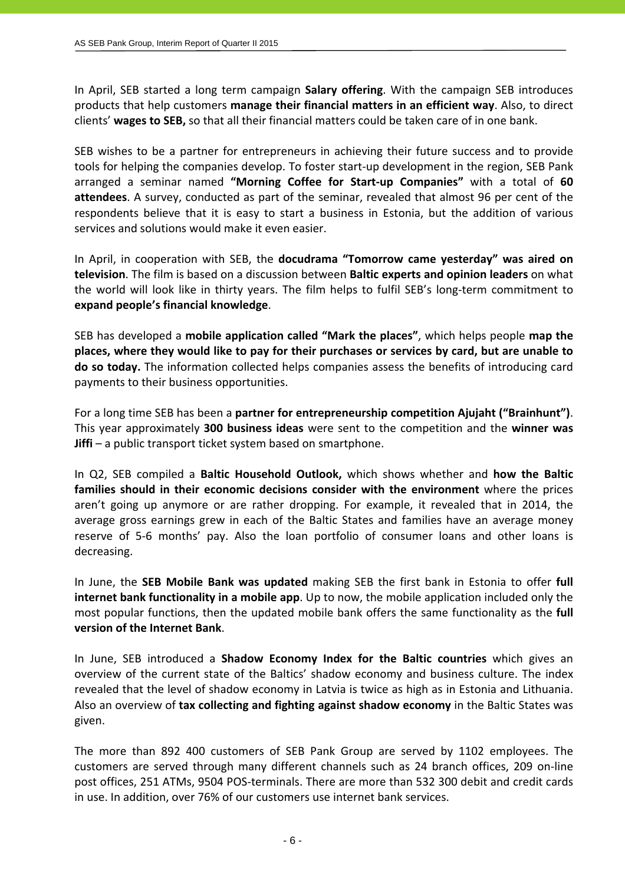In April, SEB started a long term campaign **Salary offering**. With the campaign SEB introduces products that help customers **manage their financial matters in an efficient way**. Also, to direct clients' **wages to SEB,** so that all their financial matters could be taken care of in one bank.

SEB wishes to be a partner for entrepreneurs in achieving their future success and to provide tools for helping the companies develop. To foster start-up development in the region, SEB Pank arranged a seminar named **"Morning Coffee for Start-up Companies"** with a total of **60 attendees**. A survey, conducted as part of the seminar, revealed that almost 96 per cent of the respondents believe that it is easy to start a business in Estonia, but the addition of various services and solutions would make it even easier.

In April, in cooperation with SEB, the **docudrama "Tomorrow came yesterday" was aired on television**. The film is based on a discussion between **Baltic experts and opinion leaders** on what the world will look like in thirty years. The film helps to fulfil SEB's long-term commitment to **expand people's financial knowledge**.

SEB has developed a **mobile application called "Mark the places"**, which helps people **map the places, where they would like to pay for their purchases or services by card, but are unable to do so today.** The information collected helps companies assess the benefits of introducing card payments to their business opportunities.

For a long time SEB has been a **partner for entrepreneurship competition Ajujaht ("Brainhunt")**. This year approximately **300 business ideas** were sent to the competition and the **winner was Jiffi** – a public transport ticket system based on smartphone.

In Q2, SEB compiled a **Baltic Household Outlook,** which shows whether and **how the Baltic families should in their economic decisions consider with the environment** where the prices aren't going up anymore or are rather dropping. For example, it revealed that in 2014, the average gross earnings grew in each of the Baltic States and families have an average money reserve of 5-6 months' pay. Also the loan portfolio of consumer loans and other loans is decreasing.

In June, the **SEB Mobile Bank was updated** making SEB the first bank in Estonia to offer **full internet bank functionality in a mobile app**. Up to now, the mobile application included only the most popular functions, then the updated mobile bank offers the same functionality as the **full version of the Internet Bank**.

In June, SEB introduced a **Shadow Economy Index for the Baltic countries** which gives an overview of the current state of the Baltics' shadow economy and business culture. The index revealed that the level of shadow economy in Latvia is twice as high as in Estonia and Lithuania. Also an overview of **tax collecting and fighting against shadow economy** in the Baltic States was given.

The more than 892 400 customers of SEB Pank Group are served by 1102 employees. The customers are served through many different channels such as 24 branch offices, 209 on-line post offices, 251 ATMs, 9504 POS-terminals. There are more than 532 300 debit and credit cards in use. In addition, over 76% of our customers use internet bank services.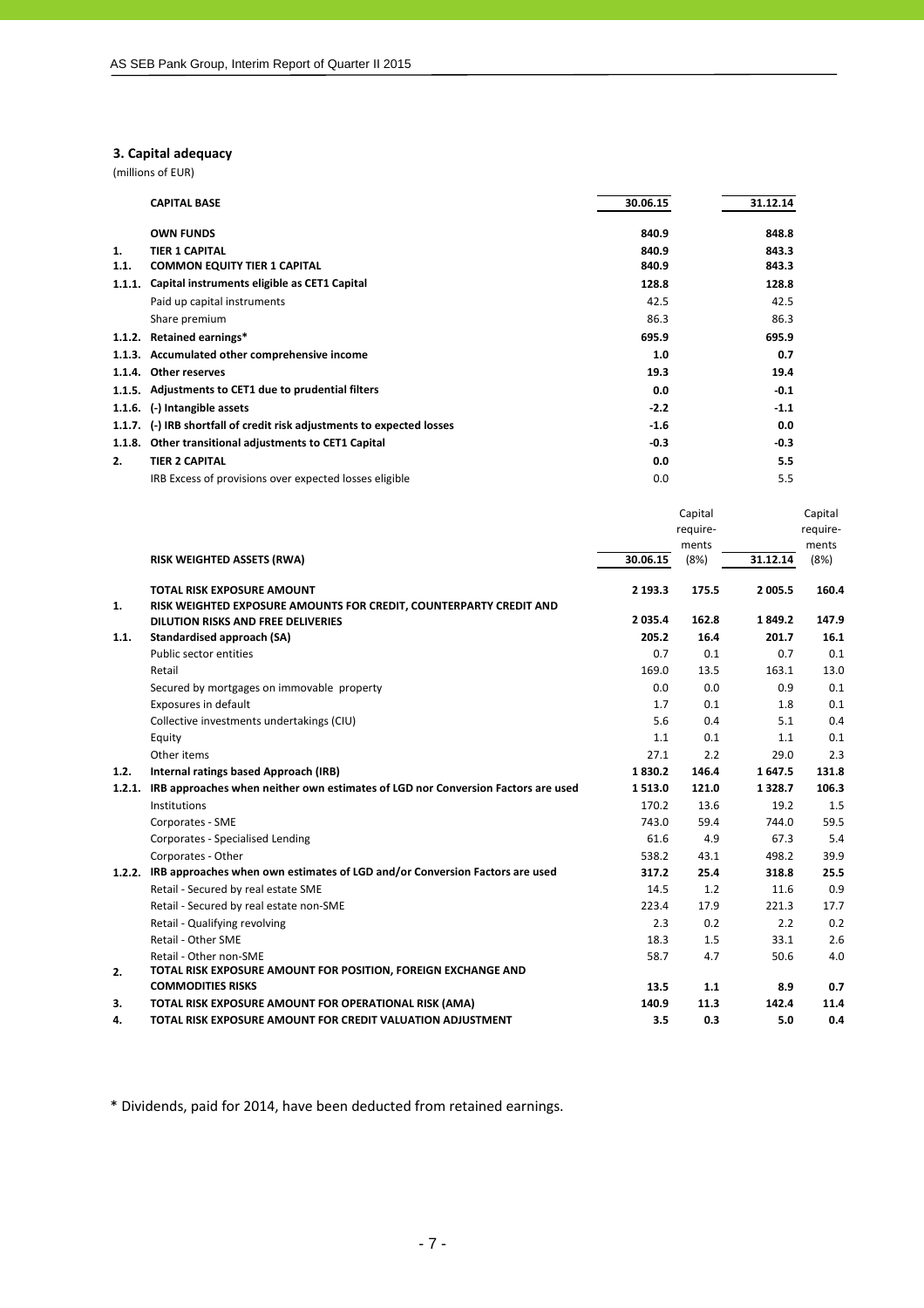### 3. Capital adequacy

(millions of EUR)

| | CAPITAL BASE | 30.06.15 | 31.12.14 |
|---|---|---|---|
| | **OWN FUNDS** | **840.9** | **848.8** |
| **1.** | **TIER 1 CAPITAL** | **840.9** | **843.3** |
| **1.1.** | **COMMON EQUITY TIER 1 CAPITAL** | **840.9** | **843.3** |
| **1.1.1.** | **Capital instruments eligible as CET1 Capital** | **128.8** | **128.8** |
| | Paid up capital instruments | 42.5 | 42.5 |
| | Share premium | 86.3 | 86.3 |
| **1.1.2.** | **Retained earnings*** | **695.9** | **695.9** |
| **1.1.3.** | **Accumulated other comprehensive income** | **1.0** | **0.7** |
| **1.1.4.** | **Other reserves** | **19.3** | **19.4** |
| **1.1.5.** | **Adjustments to CET1 due to prudential filters** | **0.0** | **-0.1** |
| **1.1.6.** | **(-) Intangible assets** | **-2.2** | **-1.1** |
| **1.1.7.** | **(-) IRB shortfall of credit risk adjustments to expected losses** | **-1.6** | **0.0** |
| **1.1.8.** | **Other transitional adjustments to CET1 Capital** | **-0.3** | **-0.3** |
| **2.** | **TIER 2 CAPITAL** | **0.0** | **5.5** |
| | IRB Excess of provisions over expected losses eligible | 0.0 | 5.5 |

| | RISK WEIGHTED ASSETS (RWA) | 30.06.15 | Capital requirements (8%) | 31.12.14 | Capital requirements (8%) |
|---|---|---|---|---|---|
| | **TOTAL RISK EXPOSURE AMOUNT** | **2 193.3** | **175.5** | **2 005.5** | **160.4** |
| **1.** | **RISK WEIGHTED EXPOSURE AMOUNTS FOR CREDIT, COUNTERPARTY CREDIT AND DILUTION RISKS AND FREE DELIVERIES** | **2 035.4** | **162.8** | **1 849.2** | **147.9** |
| **1.1.** | **Standardised approach (SA)** | **205.2** | **16.4** | **201.7** | **16.1** |
| | Public sector entities | 0.7 | 0.1 | 0.7 | 0.1 |
| | Retail | 169.0 | 13.5 | 163.1 | 13.0 |
| | Secured by mortgages on immovable property | 0.0 | 0.0 | 0.9 | 0.1 |
| | Exposures in default | 1.7 | 0.1 | 1.8 | 0.1 |
| | Collective investments undertakings (CIU) | 5.6 | 0.4 | 5.1 | 0.4 |
| | Equity | 1.1 | 0.1 | 1.1 | 0.1 |
| | Other items | 27.1 | 2.2 | 29.0 | 2.3 |
| **1.2.** | **Internal ratings based Approach (IRB)** | **1 830.2** | **146.4** | **1 647.5** | **131.8** |
| **1.2.1.** | **IRB approaches when neither own estimates of LGD nor Conversion Factors are used** | **1 513.0** | **121.0** | **1 328.7** | **106.3** |
| | Institutions | 170.2 | 13.6 | 19.2 | 1.5 |
| | Corporates - SME | 743.0 | 59.4 | 744.0 | 59.5 |
| | Corporates - Specialised Lending | 61.6 | 4.9 | 67.3 | 5.4 |
| | Corporates - Other | 538.2 | 43.1 | 498.2 | 39.9 |
| **1.2.2.** | **IRB approaches when own estimates of LGD and/or Conversion Factors are used** | **317.2** | **25.4** | **318.8** | **25.5** |
| | Retail - Secured by real estate SME | 14.5 | 1.2 | 11.6 | 0.9 |
| | Retail - Secured by real estate non-SME | 223.4 | 17.9 | 221.3 | 17.7 |
| | Retail - Qualifying revolving | 2.3 | 0.2 | 2.2 | 0.2 |
| | Retail - Other SME | 18.3 | 1.5 | 33.1 | 2.6 |
| | Retail - Other non-SME | 58.7 | 4.7 | 50.6 | 4.0 |
| **2.** | **TOTAL RISK EXPOSURE AMOUNT FOR POSITION, FOREIGN EXCHANGE AND COMMODITIES RISKS** | **13.5** | **1.1** | **8.9** | **0.7** |
| **3.** | **TOTAL RISK EXPOSURE AMOUNT FOR OPERATIONAL RISK (AMA)** | **140.9** | **11.3** | **142.4** | **11.4** |
| **4.** | **TOTAL RISK EXPOSURE AMOUNT FOR CREDIT VALUATION ADJUSTMENT** | **3.5** | **0.3** | **5.0** | **0.4** |

\* Dividends, paid for 2014, have been deducted from retained earnings.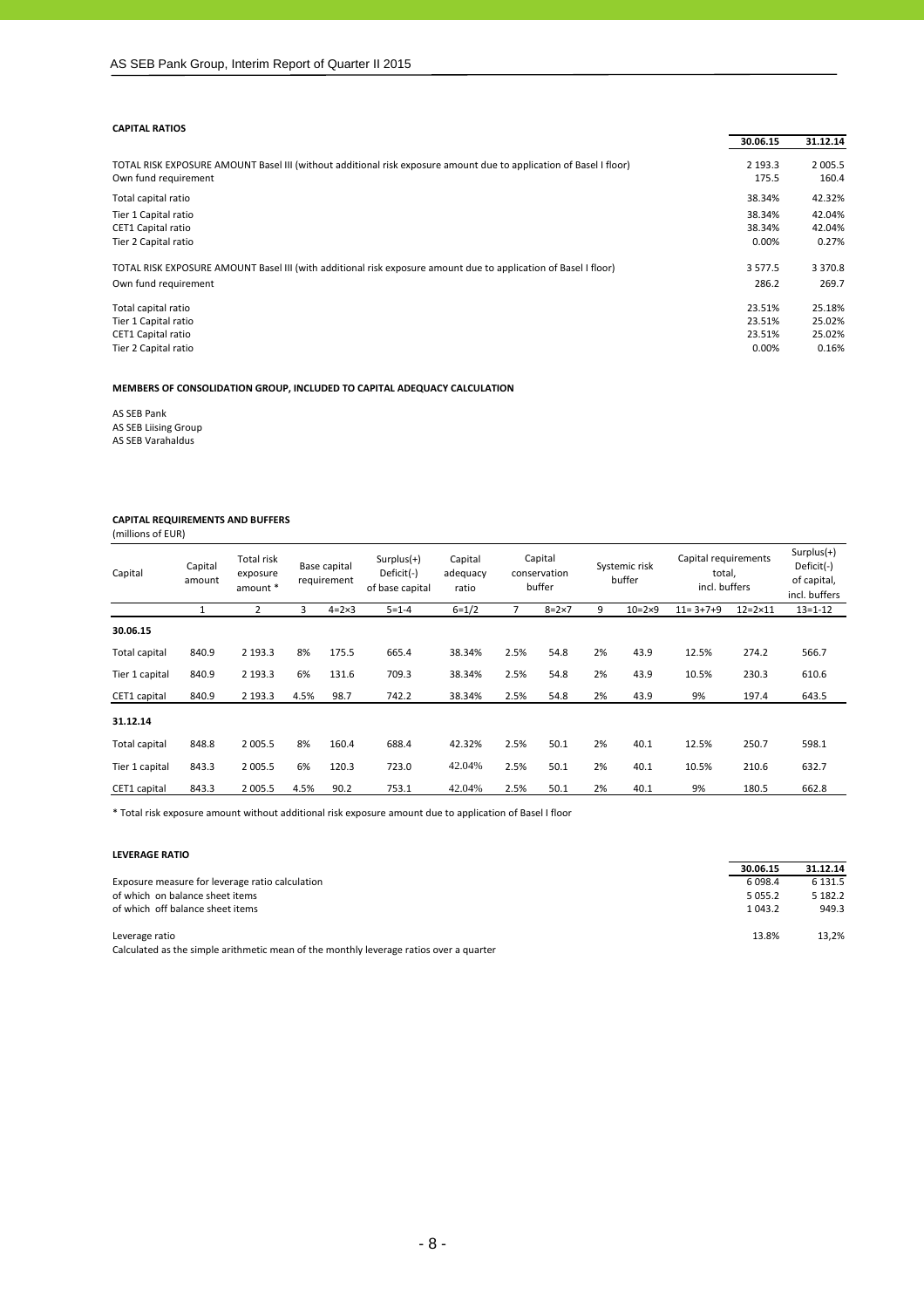#### CAPITAL RATIOS

| | 30.06.15 | 31.12.14 |
|---|---|---|
| TOTAL RISK EXPOSURE AMOUNT Basel III (without additional risk exposure amount due to application of Basel I floor) | 2 193.3 | 2 005.5 |
| Own fund requirement | 175.5 | 160.4 |
| Total capital ratio | 38.34% | 42.32% |
| Tier 1 Capital ratio | 38.34% | 42.04% |
| CET1 Capital ratio | 38.34% | 42.04% |
| Tier 2 Capital ratio | 0.00% | 0.27% |
| TOTAL RISK EXPOSURE AMOUNT Basel III (with additional risk exposure amount due to application of Basel I floor) | 3 577.5 | 3 370.8 |
| Own fund requirement | 286.2 | 269.7 |
| Total capital ratio | 23.51% | 25.18% |
| Tier 1 Capital ratio | 23.51% | 25.02% |
| CET1 Capital ratio | 23.51% | 25.02% |
| Tier 2 Capital ratio | 0.00% | 0.16% |

#### MEMBERS OF CONSOLIDATION GROUP, INCLUDED TO CAPITAL ADEQUACY CALCULATION

AS SEB Pank
AS SEB Liising Group
AS SEB Varahaldus

#### CAPITAL REQUIREMENTS AND BUFFERS

(millions of EUR)

| Capital | Capital amount | Total risk exposure amount * | Base capital requirement | | Surplus(+) Deficit(-) of base capital | Capital adequacy ratio | Capital conservation buffer | | Systemic risk buffer | | Capital requirements total, incl. buffers | | Surplus(+) Deficit(-) of capital, incl. buffers |
|---|---|---|---|---|---|---|---|---|---|---|---|---|---|
| | 1 | 2 | 3 | 4=2×3 | 5=1-4 | 6=1/2 | 7 | 8=2×7 | 9 | 10=2×9 | 11= 3+7+9 | 12=2×11 | 13=1-12 |
| **30.06.15** | | | | | | | | | | | | | |
| Total capital | 840.9 | 2 193.3 | 8% | 175.5 | 665.4 | 38.34% | 2.5% | 54.8 | 2% | 43.9 | 12.5% | 274.2 | 566.7 |
| Tier 1 capital | 840.9 | 2 193.3 | 6% | 131.6 | 709.3 | 38.34% | 2.5% | 54.8 | 2% | 43.9 | 10.5% | 230.3 | 610.6 |
| CET1 capital | 840.9 | 2 193.3 | 4.5% | 98.7 | 742.2 | 38.34% | 2.5% | 54.8 | 2% | 43.9 | 9% | 197.4 | 643.5 |
| **31.12.14** | | | | | | | | | | | | | |
| Total capital | 848.8 | 2 005.5 | 8% | 160.4 | 688.4 | 42.32% | 2.5% | 50.1 | 2% | 40.1 | 12.5% | 250.7 | 598.1 |
| Tier 1 capital | 843.3 | 2 005.5 | 6% | 120.3 | 723.0 | 42.04% | 2.5% | 50.1 | 2% | 40.1 | 10.5% | 210.6 | 632.7 |
| CET1 capital | 843.3 | 2 005.5 | 4.5% | 90.2 | 753.1 | 42.04% | 2.5% | 50.1 | 2% | 40.1 | 9% | 180.5 | 662.8 |

* Total risk exposure amount without additional risk exposure amount due to application of Basel I floor

#### LEVERAGE RATIO

| | 30.06.15 | 31.12.14 |
|---|---|---|
| Exposure measure for leverage ratio calculation | 6 098.4 | 6 131.5 |
| of which on balance sheet items | 5 055.2 | 5 182.2 |
| of which off balance sheet items | 1 043.2 | 949.3 |
| Leverage ratio | 13.8% | 13,2% |

Calculated as the simple arithmetic mean of the monthly leverage ratios over a quarter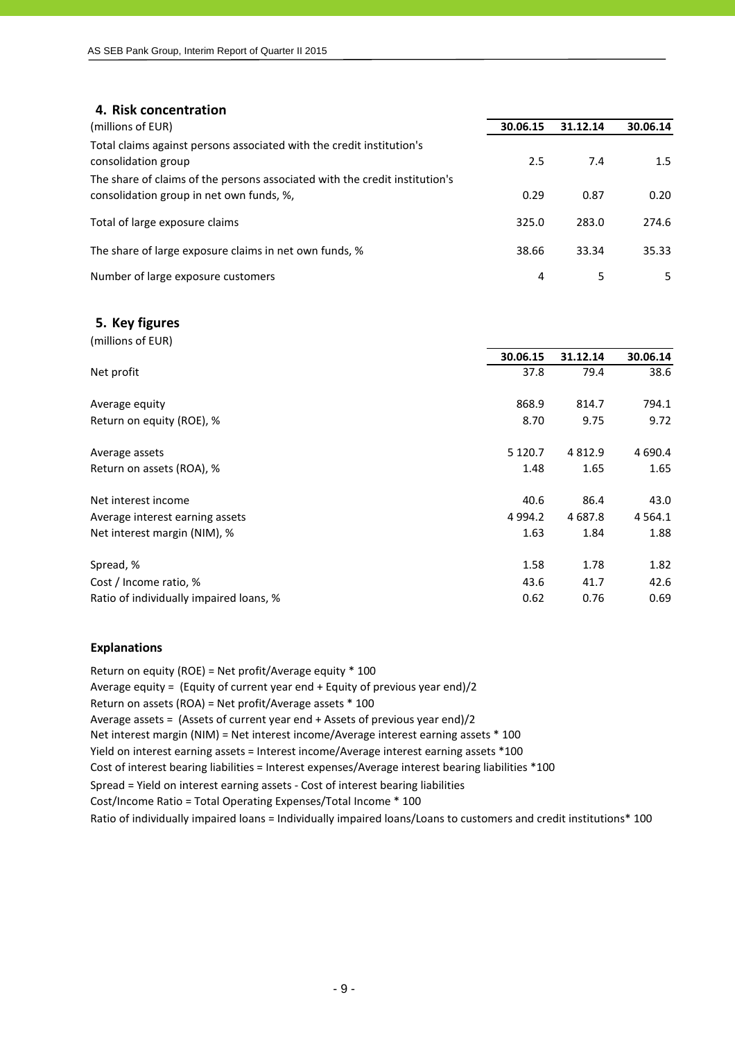## 4. Risk concentration

| (millions of EUR) | 30.06.15 | 31.12.14 | 30.06.14 |
|---|---|---|---|
| Total claims against persons associated with the credit institution's consolidation group | 2.5 | 7.4 | 1.5 |
| The share of claims of the persons associated with the credit institution's consolidation group in net own funds, %, | 0.29 | 0.87 | 0.20 |
| Total of large exposure claims | 325.0 | 283.0 | 274.6 |
| The share of large exposure claims in net own funds, % | 38.66 | 33.34 | 35.33 |
| Number of large exposure customers | 4 | 5 | 5 |

## 5. Key figures

(millions of EUR)

| | 30.06.15 | 31.12.14 | 30.06.14 |
|---|---|---|---|
| Net profit | 37.8 | 79.4 | 38.6 |
| Average equity | 868.9 | 814.7 | 794.1 |
| Return on equity (ROE), % | 8.70 | 9.75 | 9.72 |
| Average assets | 5 120.7 | 4 812.9 | 4 690.4 |
| Return on assets (ROA), % | 1.48 | 1.65 | 1.65 |
| Net interest income | 40.6 | 86.4 | 43.0 |
| Average interest earning assets | 4 994.2 | 4 687.8 | 4 564.1 |
| Net interest margin (NIM), % | 1.63 | 1.84 | 1.88 |
| Spread, % | 1.58 | 1.78 | 1.82 |
| Cost / Income ratio, % | 43.6 | 41.7 | 42.6 |
| Ratio of individually impaired loans, % | 0.62 | 0.76 | 0.69 |

### Explanations

Return on equity (ROE) = Net profit/Average equity * 100

Average equity = (Equity of current year end + Equity of previous year end)/2

Return on assets (ROA) = Net profit/Average assets * 100

Average assets = (Assets of current year end + Assets of previous year end)/2

Net interest margin (NIM) = Net interest income/Average interest earning assets * 100

Yield on interest earning assets = Interest income/Average interest earning assets *100

Cost of interest bearing liabilities = Interest expenses/Average interest bearing liabilities *100

Spread = Yield on interest earning assets - Cost of interest bearing liabilities

Cost/Income Ratio = Total Operating Expenses/Total Income * 100

Ratio of individually impaired loans = Individually impaired loans/Loans to customers and credit institutions* 100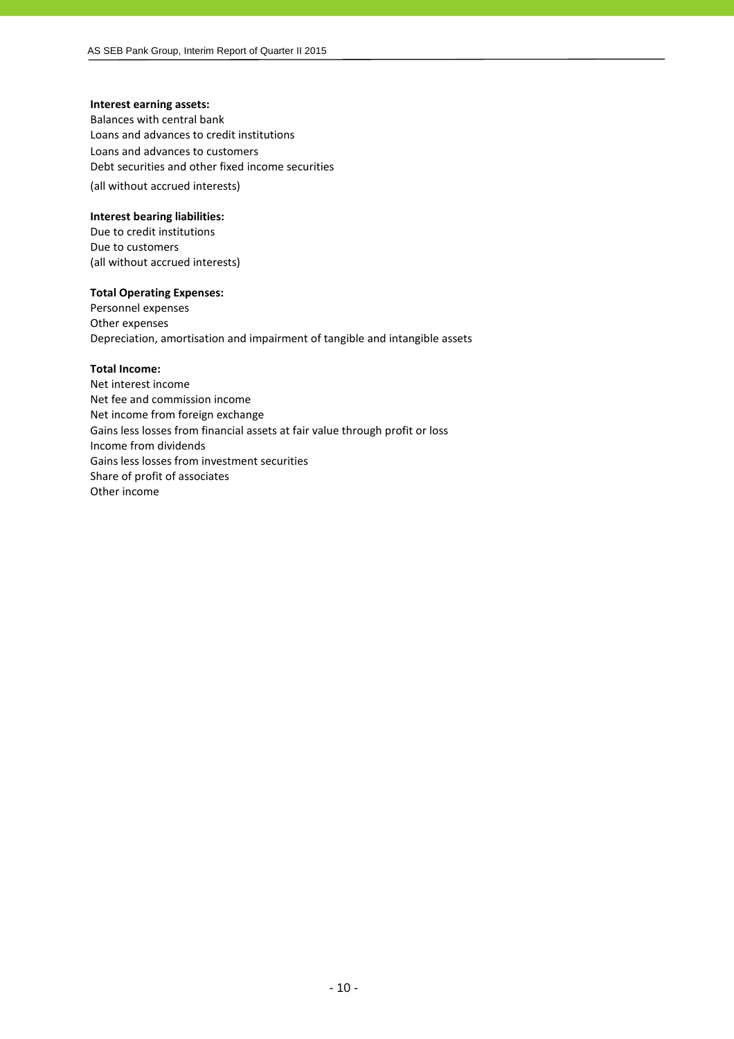**Interest earning assets:**
Balances with central bank
Loans and advances to credit institutions
Loans and advances to customers
Debt securities and other fixed income securities
(all without accrued interests)

**Interest bearing liabilities:**
Due to credit institutions
Due to customers
(all without accrued interests)

**Total Operating Expenses:**
Personnel expenses
Other expenses
Depreciation, amortisation and impairment of tangible and intangible assets

**Total Income:**
Net interest income
Net fee and commission income
Net income from foreign exchange
Gains less losses from financial assets at fair value through profit or loss
Income from dividends
Gains less losses from investment securities
Share of profit of associates
Other income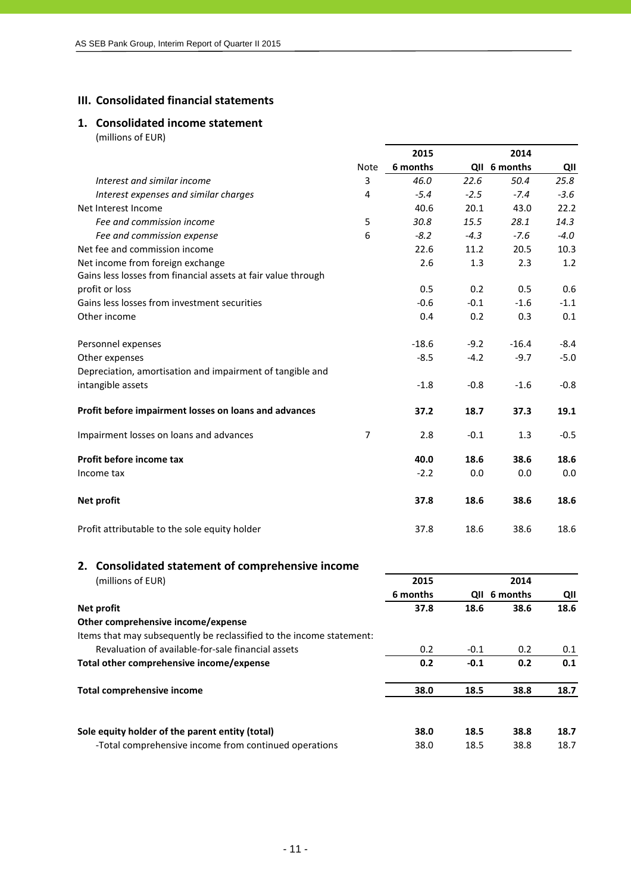## III. Consolidated financial statements

### 1. Consolidated income statement

(millions of EUR)

| | Note | 2015 6 months | 2015 QII | 2014 6 months | 2014 QII |
|---|---|---|---|---|---|
| *Interest and similar income* | 3 | *46.0* | *22.6* | *50.4* | *25.8* |
| *Interest expenses and similar charges* | 4 | *-5.4* | *-2.5* | *-7.4* | *-3.6* |
| Net Interest Income | | 40.6 | 20.1 | 43.0 | 22.2 |
| *Fee and commission income* | 5 | *30.8* | *15.5* | *28.1* | *14.3* |
| *Fee and commission expense* | 6 | *-8.2* | *-4.3* | *-7.6* | *-4.0* |
| Net fee and commission income | | 22.6 | 11.2 | 20.5 | 10.3 |
| Net income from foreign exchange | | 2.6 | 1.3 | 2.3 | 1.2 |
| Gains less losses from financial assets at fair value through profit or loss | | 0.5 | 0.2 | 0.5 | 0.6 |
| Gains less losses from investment securities | | -0.6 | -0.1 | -1.6 | -1.1 |
| Other income | | 0.4 | 0.2 | 0.3 | 0.1 |
| Personnel expenses | | -18.6 | -9.2 | -16.4 | -8.4 |
| Other expenses | | -8.5 | -4.2 | -9.7 | -5.0 |
| Depreciation, amortisation and impairment of tangible and intangible assets | | -1.8 | -0.8 | -1.6 | -0.8 |
| **Profit before impairment losses on loans and advances** | | **37.2** | **18.7** | **37.3** | **19.1** |
| Impairment losses on loans and advances | 7 | 2.8 | -0.1 | 1.3 | -0.5 |
| **Profit before income tax** | | **40.0** | **18.6** | **38.6** | **18.6** |
| Income tax | | -2.2 | 0.0 | 0.0 | 0.0 |
| **Net profit** | | **37.8** | **18.6** | **38.6** | **18.6** |
| Profit attributable to the sole equity holder | | 37.8 | 18.6 | 38.6 | 18.6 |

### 2. Consolidated statement of comprehensive income

(millions of EUR)

| | 2015 6 months | 2015 QII | 2014 6 months | 2014 QII |
|---|---|---|---|---|
| **Net profit** | **37.8** | **18.6** | **38.6** | **18.6** |
| **Other comprehensive income/expense** | | | | |
| Items that may subsequently be reclassified to the income statement: | | | | |
| Revaluation of available-for-sale financial assets | 0.2 | -0.1 | 0.2 | 0.1 |
| **Total other comprehensive income/expense** | **0.2** | **-0.1** | **0.2** | **0.1** |
| **Total comprehensive income** | **38.0** | **18.5** | **38.8** | **18.7** |
| **Sole equity holder of the parent entity (total)** | **38.0** | **18.5** | **38.8** | **18.7** |
| -Total comprehensive income from continued operations | 38.0 | 18.5 | 38.8 | 18.7 |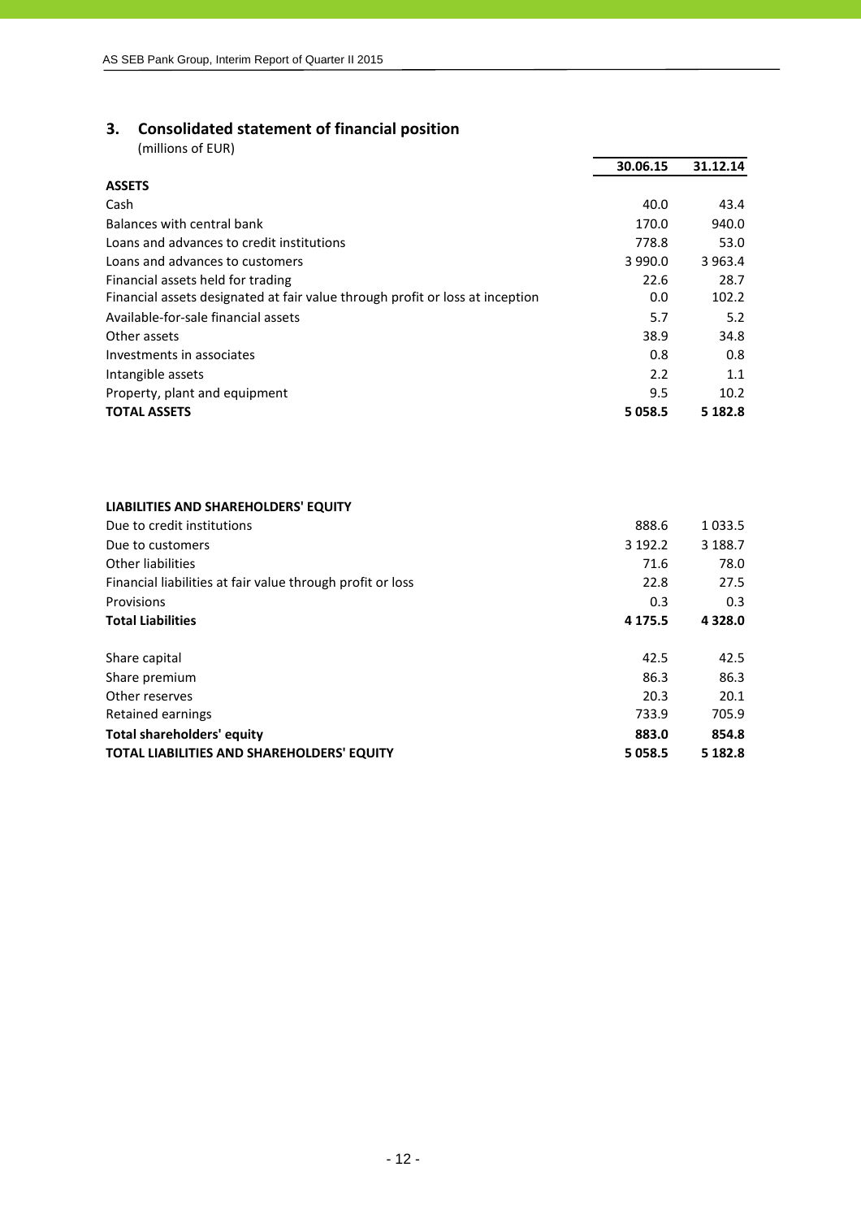## 3. Consolidated statement of financial position

(millions of EUR)

| | 30.06.15 | 31.12.14 |
|---|---|---|
| **ASSETS** | | |
| Cash | 40.0 | 43.4 |
| Balances with central bank | 170.0 | 940.0 |
| Loans and advances to credit institutions | 778.8 | 53.0 |
| Loans and advances to customers | 3 990.0 | 3 963.4 |
| Financial assets held for trading | 22.6 | 28.7 |
| Financial assets designated at fair value through profit or loss at inception | 0.0 | 102.2 |
| Available-for-sale financial assets | 5.7 | 5.2 |
| Other assets | 38.9 | 34.8 |
| Investments in associates | 0.8 | 0.8 |
| Intangible assets | 2.2 | 1.1 |
| Property, plant and equipment | 9.5 | 10.2 |
| **TOTAL ASSETS** | **5 058.5** | **5 182.8** |
| | | |
| **LIABILITIES AND SHAREHOLDERS' EQUITY** | | |
| Due to credit institutions | 888.6 | 1 033.5 |
| Due to customers | 3 192.2 | 3 188.7 |
| Other liabilities | 71.6 | 78.0 |
| Financial liabilities at fair value through profit or loss | 22.8 | 27.5 |
| Provisions | 0.3 | 0.3 |
| **Total Liabilities** | **4 175.5** | **4 328.0** |
| | | |
| Share capital | 42.5 | 42.5 |
| Share premium | 86.3 | 86.3 |
| Other reserves | 20.3 | 20.1 |
| Retained earnings | 733.9 | 705.9 |
| **Total shareholders' equity** | **883.0** | **854.8** |
| **TOTAL LIABILITIES AND SHAREHOLDERS' EQUITY** | **5 058.5** | **5 182.8** |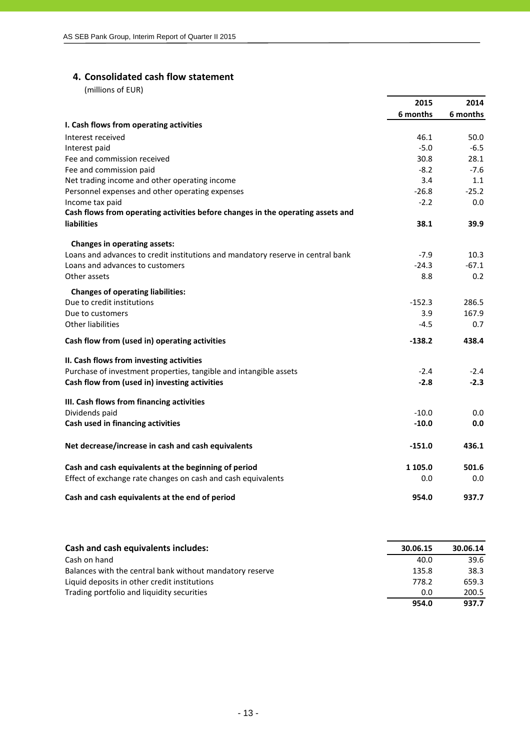## 4. Consolidated cash flow statement

(millions of EUR)

| | 2015<br>6 months | 2014<br>6 months |
|---|---|---|
| **I. Cash flows from operating activities** | | |
| Interest received | 46.1 | 50.0 |
| Interest paid | -5.0 | -6.5 |
| Fee and commission received | 30.8 | 28.1 |
| Fee and commission paid | -8.2 | -7.6 |
| Net trading income and other operating income | 3.4 | 1.1 |
| Personnel expenses and other operating expenses | -26.8 | -25.2 |
| Income tax paid | -2.2 | 0.0 |
| **Cash flows from operating activities before changes in the operating assets and liabilities** | **38.1** | **39.9** |
| **Changes in operating assets:** | | |
| Loans and advances to credit institutions and mandatory reserve in central bank | -7.9 | 10.3 |
| Loans and advances to customers | -24.3 | -67.1 |
| Other assets | 8.8 | 0.2 |
| **Changes of operating liabilities:** | | |
| Due to credit institutions | -152.3 | 286.5 |
| Due to customers | 3.9 | 167.9 |
| Other liabilities | -4.5 | 0.7 |
| **Cash flow from (used in) operating activities** | **-138.2** | **438.4** |
| **II. Cash flows from investing activities** | | |
| Purchase of investment properties, tangible and intangible assets | -2.4 | -2.4 |
| **Cash flow from (used in) investing activities** | **-2.8** | **-2.3** |
| **III. Cash flows from financing activities** | | |
| Dividends paid | -10.0 | 0.0 |
| **Cash used in financing activities** | **-10.0** | **0.0** |
| **Net decrease/increase in cash and cash equivalents** | **-151.0** | **436.1** |
| **Cash and cash equivalents at the beginning of period** | **1 105.0** | **501.6** |
| Effect of exchange rate changes on cash and cash equivalents | 0.0 | 0.0 |
| **Cash and cash equivalents at the end of period** | **954.0** | **937.7** |

| **Cash and cash equivalents includes:** | **30.06.15** | **30.06.14** |
|---|---|---|
| Cash on hand | 40.0 | 39.6 |
| Balances with the central bank without mandatory reserve | 135.8 | 38.3 |
| Liquid deposits in other credit institutions | 778.2 | 659.3 |
| Trading portfolio and liquidity securities | 0.0 | 200.5 |
| | **954.0** | **937.7** |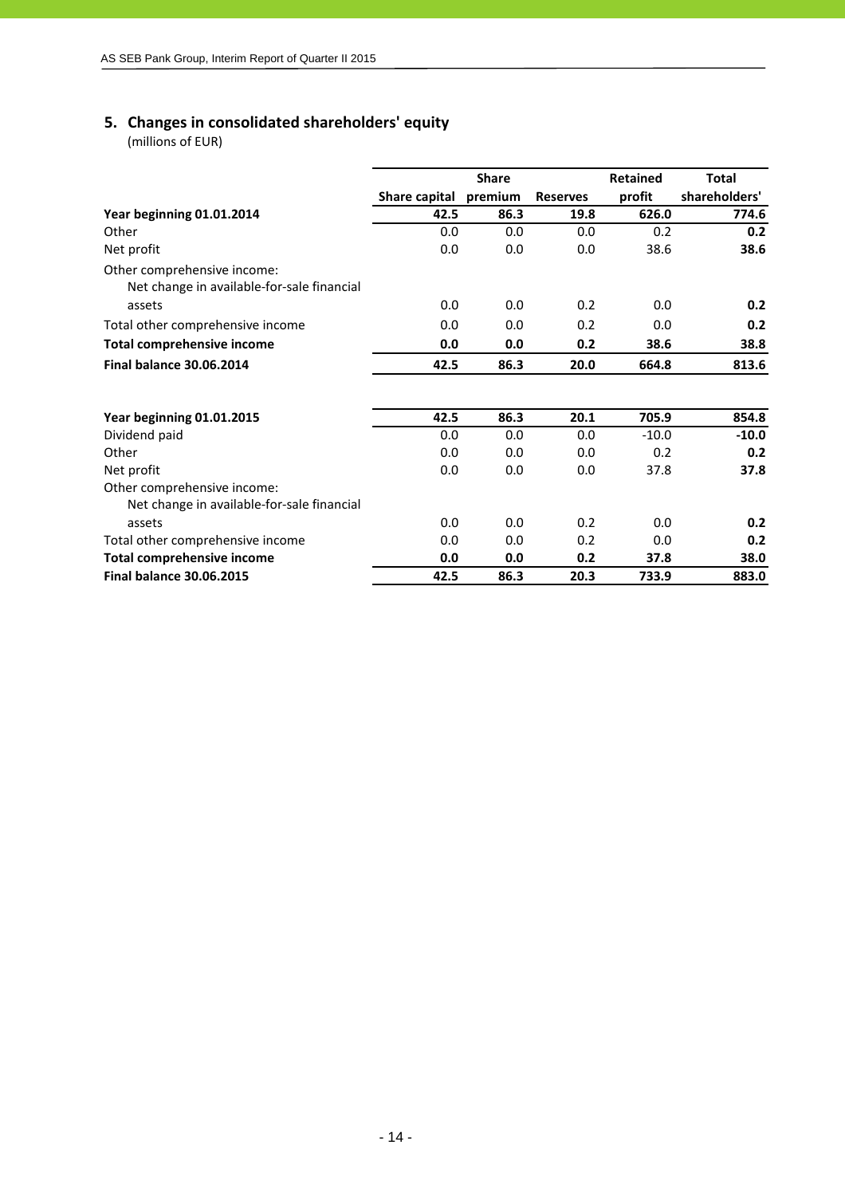## 5. Changes in consolidated shareholders' equity

(millions of EUR)

| | Share capital | Share premium | Reserves | Retained profit | Total shareholders' |
|---|---|---|---|---|---|
| **Year beginning 01.01.2014** | **42.5** | **86.3** | **19.8** | **626.0** | **774.6** |
| Other | 0.0 | 0.0 | 0.0 | 0.2 | **0.2** |
| Net profit | 0.0 | 0.0 | 0.0 | 38.6 | **38.6** |
| Other comprehensive income: | | | | | |
| Net change in available-for-sale financial assets | 0.0 | 0.0 | 0.2 | 0.0 | **0.2** |
| Total other comprehensive income | 0.0 | 0.0 | 0.2 | 0.0 | **0.2** |
| **Total comprehensive income** | **0.0** | **0.0** | **0.2** | **38.6** | **38.8** |
| **Final balance 30.06.2014** | **42.5** | **86.3** | **20.0** | **664.8** | **813.6** |
| | | | | | |
| **Year beginning 01.01.2015** | **42.5** | **86.3** | **20.1** | **705.9** | **854.8** |
| Dividend paid | 0.0 | 0.0 | 0.0 | -10.0 | **-10.0** |
| Other | 0.0 | 0.0 | 0.0 | 0.2 | **0.2** |
| Net profit | 0.0 | 0.0 | 0.0 | 37.8 | **37.8** |
| Other comprehensive income: | | | | | |
| Net change in available-for-sale financial assets | 0.0 | 0.0 | 0.2 | 0.0 | **0.2** |
| Total other comprehensive income | 0.0 | 0.0 | 0.2 | 0.0 | **0.2** |
| **Total comprehensive income** | **0.0** | **0.0** | **0.2** | **37.8** | **38.0** |
| **Final balance 30.06.2015** | **42.5** | **86.3** | **20.3** | **733.9** | **883.0** |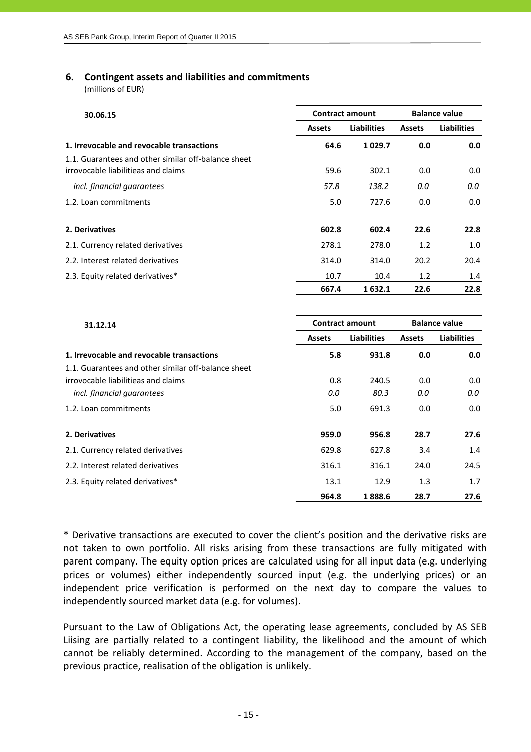## 6. Contingent assets and liabilities and commitments

(millions of EUR)

| 30.06.15 | Contract amount | | Balance value | |
|---|---|---|---|---|
| | Assets | Liabilities | Assets | Liabilities |
| **1. Irrevocable and revocable transactions** | **64.6** | **1 029.7** | **0.0** | **0.0** |
| 1.1. Guarantees and other similar off-balance sheet irrovocable liabilitieas and claims | 59.6 | 302.1 | 0.0 | 0.0 |
| *incl. financial guarantees* | *57.8* | *138.2* | *0.0* | *0.0* |
| 1.2. Loan commitments | 5.0 | 727.6 | 0.0 | 0.0 |
| **2. Derivatives** | **602.8** | **602.4** | **22.6** | **22.8** |
| 2.1. Currency related derivatives | 278.1 | 278.0 | 1.2 | 1.0 |
| 2.2. Interest related derivatives | 314.0 | 314.0 | 20.2 | 20.4 |
| 2.3. Equity related derivatives* | 10.7 | 10.4 | 1.2 | 1.4 |
| | **667.4** | **1 632.1** | **22.6** | **22.8** |

| 31.12.14 | Contract amount | | Balance value | |
|---|---|---|---|---|
| | Assets | Liabilities | Assets | Liabilities |
| **1. Irrevocable and revocable transactions** | **5.8** | **931.8** | **0.0** | **0.0** |
| 1.1. Guarantees and other similar off-balance sheet irrovocable liabilitieas and claims | 0.8 | 240.5 | 0.0 | 0.0 |
| *incl. financial guarantees* | *0.0* | *80.3* | *0.0* | *0.0* |
| 1.2. Loan commitments | 5.0 | 691.3 | 0.0 | 0.0 |
| **2. Derivatives** | **959.0** | **956.8** | **28.7** | **27.6** |
| 2.1. Currency related derivatives | 629.8 | 627.8 | 3.4 | 1.4 |
| 2.2. Interest related derivatives | 316.1 | 316.1 | 24.0 | 24.5 |
| 2.3. Equity related derivatives* | 13.1 | 12.9 | 1.3 | 1.7 |
| | **964.8** | **1 888.6** | **28.7** | **27.6** |

* Derivative transactions are executed to cover the client's position and the derivative risks are not taken to own portfolio. All risks arising from these transactions are fully mitigated with parent company. The equity option prices are calculated using for all input data (e.g. underlying prices or volumes) either independently sourced input (e.g. the underlying prices) or an independent price verification is performed on the next day to compare the values to independently sourced market data (e.g. for volumes).

Pursuant to the Law of Obligations Act, the operating lease agreements, concluded by AS SEB Liising are partially related to a contingent liability, the likelihood and the amount of which cannot be reliably determined. According to the management of the company, based on the previous practice, realisation of the obligation is unlikely.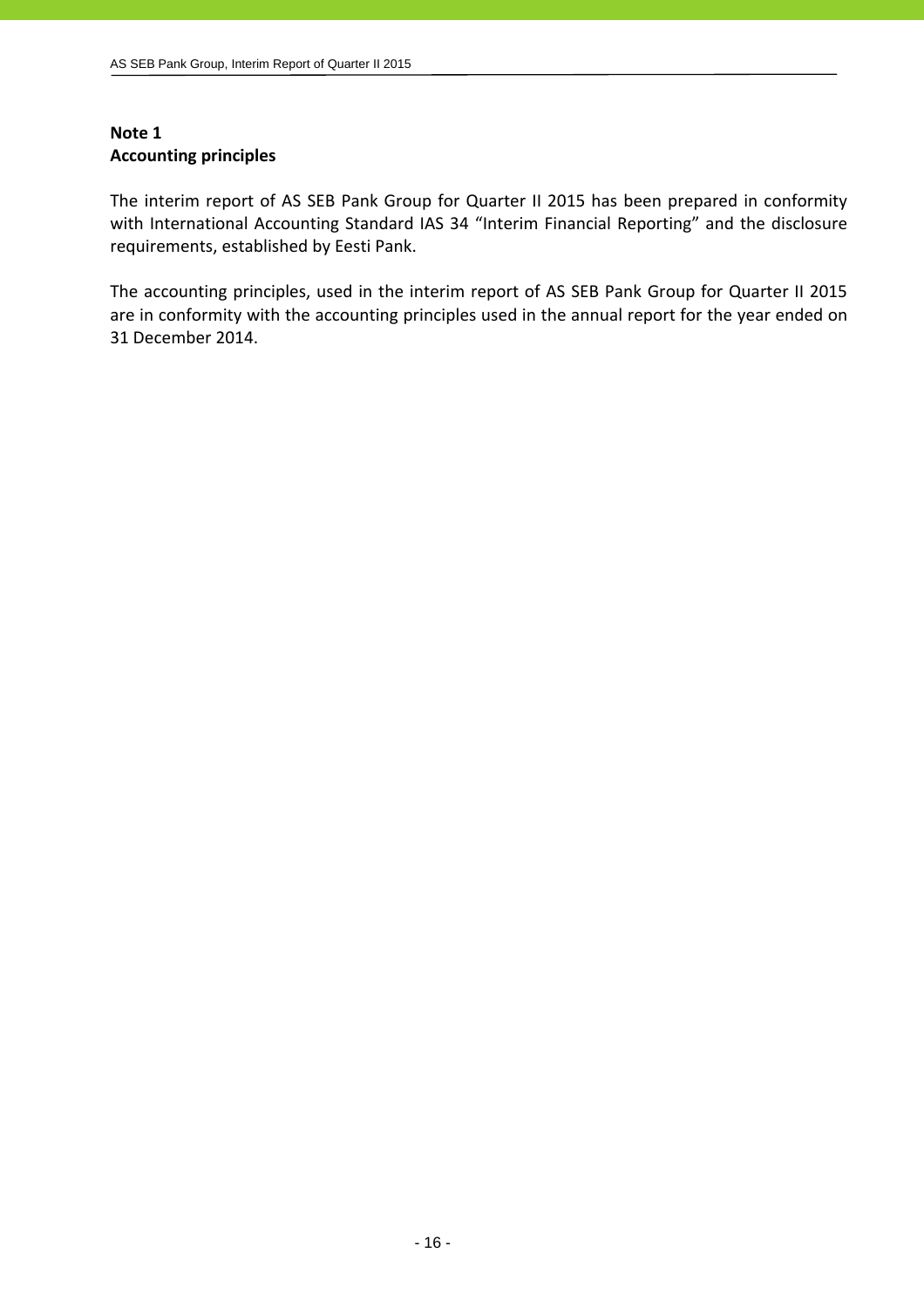**Note 1**
**Accounting principles**

The interim report of AS SEB Pank Group for Quarter II 2015 has been prepared in conformity with International Accounting Standard IAS 34 "Interim Financial Reporting" and the disclosure requirements, established by Eesti Pank.

The accounting principles, used in the interim report of AS SEB Pank Group for Quarter II 2015 are in conformity with the accounting principles used in the annual report for the year ended on 31 December 2014.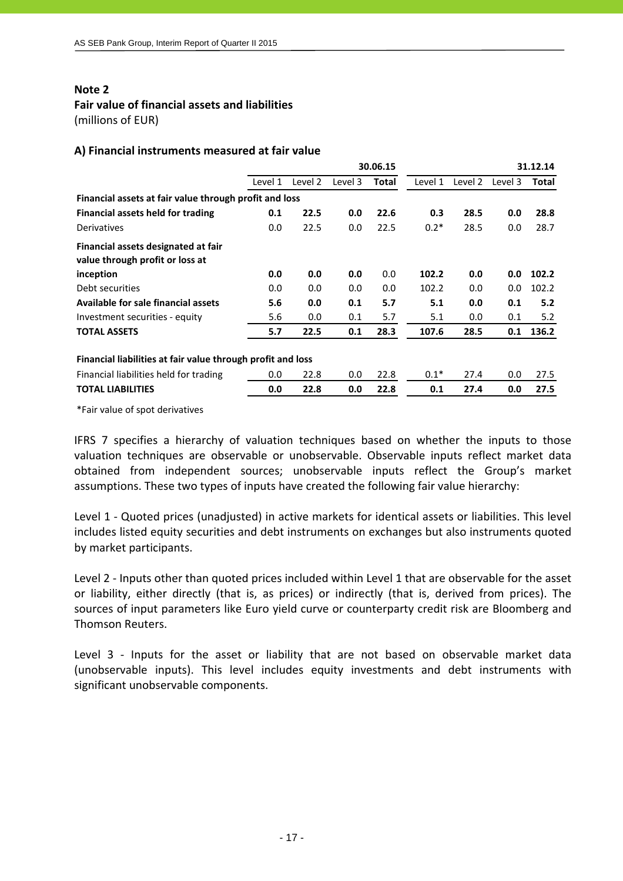# Note 2

## Fair value of financial assets and liabilities

(millions of EUR)

### A) Financial instruments measured at fair value

| | 30.06.15 | | | | 31.12.14 | | | |
|---|---|---|---|---|---|---|---|---|
| | Level 1 | Level 2 | Level 3 | **Total** | Level 1 | Level 2 | Level 3 | **Total** |
| **Financial assets at fair value through profit and loss** | | | | | | | | |
| **Financial assets held for trading** | **0.1** | **22.5** | **0.0** | **22.6** | **0.3** | **28.5** | **0.0** | **28.8** |
| Derivatives | 0.0 | 22.5 | 0.0 | 22.5 | 0.2* | 28.5 | 0.0 | 28.7 |
| **Financial assets designated at fair value through profit or loss at inception** | **0.0** | **0.0** | **0.0** | 0.0 | **102.2** | **0.0** | **0.0** | **102.2** |
| Debt securities | 0.0 | 0.0 | 0.0 | 0.0 | 102.2 | 0.0 | 0.0 | 102.2 |
| **Available for sale financial assets** | **5.6** | **0.0** | **0.1** | **5.7** | **5.1** | **0.0** | **0.1** | **5.2** |
| Investment securities - equity | 5.6 | 0.0 | 0.1 | 5.7 | 5.1 | 0.0 | 0.1 | 5.2 |
| **TOTAL ASSETS** | **5.7** | **22.5** | **0.1** | **28.3** | **107.6** | **28.5** | **0.1** | **136.2** |
| | | | | | | | | |
| **Financial liabilities at fair value through profit and loss** | | | | | | | | |
| Financial liabilities held for trading | 0.0 | 22.8 | 0.0 | 22.8 | 0.1* | 27.4 | 0.0 | 27.5 |
| **TOTAL LIABILITIES** | **0.0** | **22.8** | **0.0** | **22.8** | **0.1** | **27.4** | **0.0** | **27.5** |

*Fair value of spot derivatives

IFRS 7 specifies a hierarchy of valuation techniques based on whether the inputs to those valuation techniques are observable or unobservable. Observable inputs reflect market data obtained from independent sources; unobservable inputs reflect the Group's market assumptions. These two types of inputs have created the following fair value hierarchy:

Level 1 - Quoted prices (unadjusted) in active markets for identical assets or liabilities. This level includes listed equity securities and debt instruments on exchanges but also instruments quoted by market participants.

Level 2 - Inputs other than quoted prices included within Level 1 that are observable for the asset or liability, either directly (that is, as prices) or indirectly (that is, derived from prices). The sources of input parameters like Euro yield curve or counterparty credit risk are Bloomberg and Thomson Reuters.

Level 3 - Inputs for the asset or liability that are not based on observable market data (unobservable inputs). This level includes equity investments and debt instruments with significant unobservable components.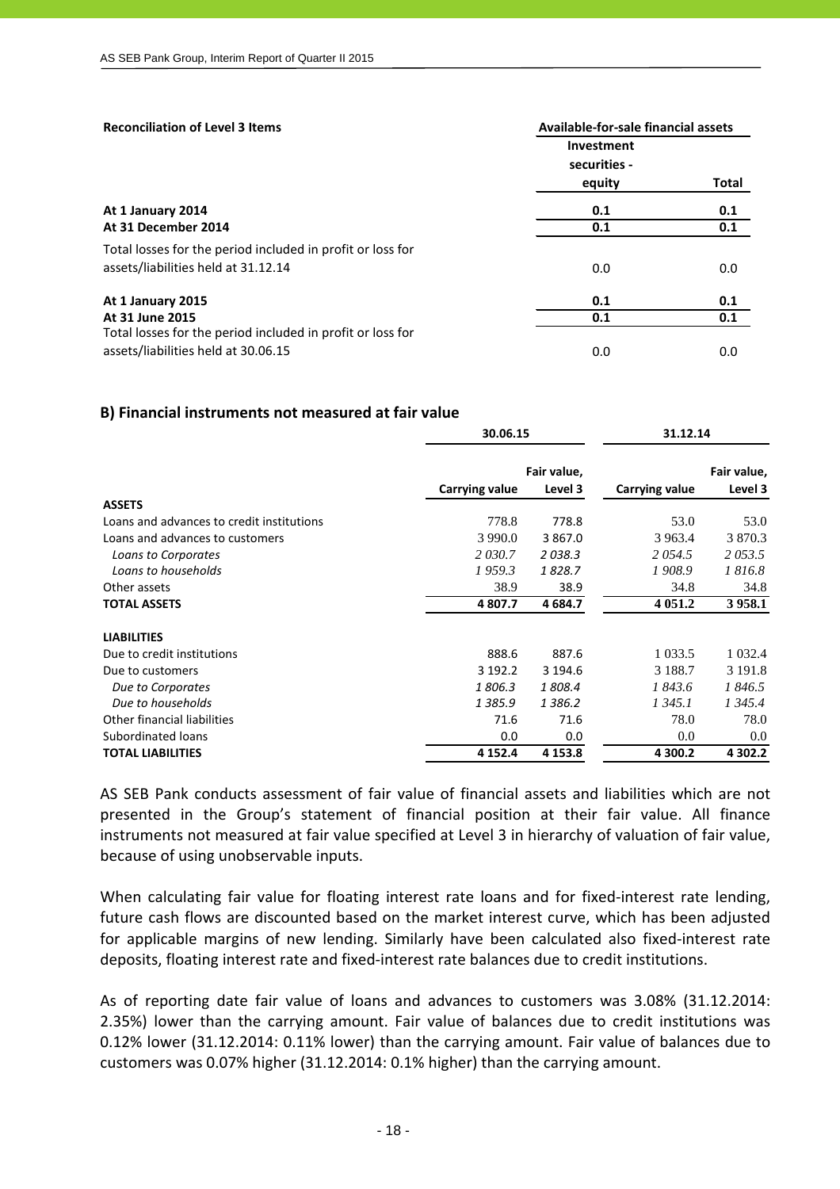| Reconciliation of Level 3 Items | Available-for-sale financial assets | |
|---|---|---|
| | Investment securities - equity | Total |
| **At 1 January 2014** | **0.1** | **0.1** |
| **At 31 December 2014** | **0.1** | **0.1** |
| Total losses for the period included in profit or loss for assets/liabilities held at 31.12.14 | 0.0 | 0.0 |
| **At 1 January 2015** | **0.1** | **0.1** |
| **At 31 June 2015** | **0.1** | **0.1** |
| Total losses for the period included in profit or loss for assets/liabilities held at 30.06.15 | 0.0 | 0.0 |

### B) Financial instruments not measured at fair value

| | 30.06.15 | | 31.12.14 | |
|---|---|---|---|---|
| | Carrying value | Fair value, Level 3 | Carrying value | Fair value, Level 3 |
| **ASSETS** | | | | |
| Loans and advances to credit institutions | 778.8 | 778.8 | 53.0 | 53.0 |
| Loans and advances to customers | 3 990.0 | 3 867.0 | 3 963.4 | 3 870.3 |
| *Loans to Corporates* | *2 030.7* | *2 038.3* | *2 054.5* | *2 053.5* |
| *Loans to households* | *1 959.3* | *1 828.7* | *1 908.9* | *1 816.8* |
| Other assets | 38.9 | 38.9 | 34.8 | 34.8 |
| **TOTAL ASSETS** | **4 807.7** | **4 684.7** | **4 051.2** | **3 958.1** |
| **LIABILITIES** | | | | |
| Due to credit institutions | 888.6 | 887.6 | 1 033.5 | 1 032.4 |
| Due to customers | 3 192.2 | 3 194.6 | 3 188.7 | 3 191.8 |
| *Due to Corporates* | *1 806.3* | *1 808.4* | *1 843.6* | *1 846.5* |
| *Due to households* | *1 385.9* | *1 386.2* | *1 345.1* | *1 345.4* |
| Other financial liabilities | 71.6 | 71.6 | 78.0 | 78.0 |
| Subordinated loans | 0.0 | 0.0 | 0.0 | 0.0 |
| **TOTAL LIABILITIES** | **4 152.4** | **4 153.8** | **4 300.2** | **4 302.2** |

AS SEB Pank conducts assessment of fair value of financial assets and liabilities which are not presented in the Group's statement of financial position at their fair value. All finance instruments not measured at fair value specified at Level 3 in hierarchy of valuation of fair value, because of using unobservable inputs.

When calculating fair value for floating interest rate loans and for fixed-interest rate lending, future cash flows are discounted based on the market interest curve, which has been adjusted for applicable margins of new lending. Similarly have been calculated also fixed-interest rate deposits, floating interest rate and fixed-interest rate balances due to credit institutions.

As of reporting date fair value of loans and advances to customers was 3.08% (31.12.2014: 2.35%) lower than the carrying amount. Fair value of balances due to credit institutions was 0.12% lower (31.12.2014: 0.11% lower) than the carrying amount. Fair value of balances due to customers was 0.07% higher (31.12.2014: 0.1% higher) than the carrying amount.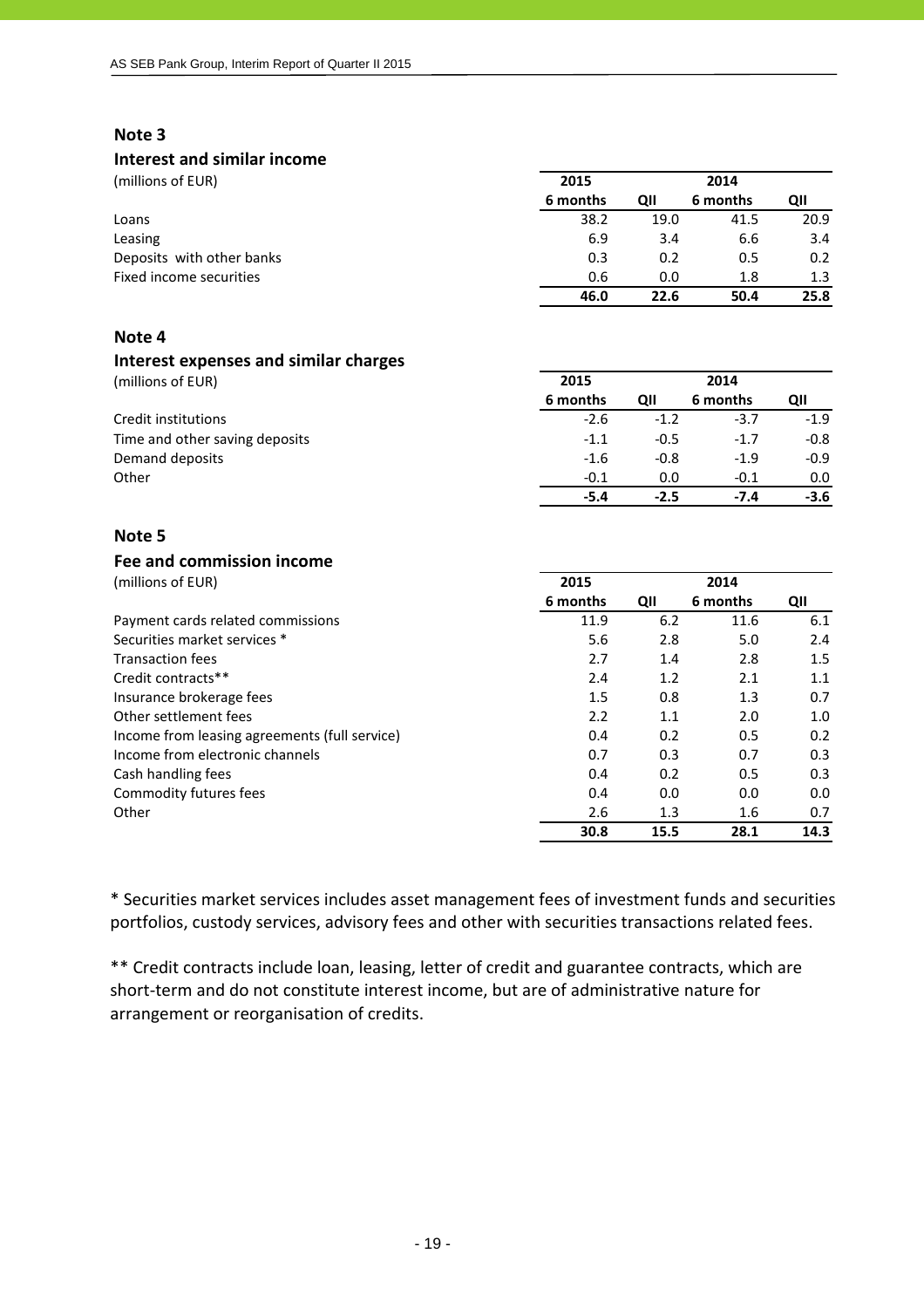## Note 3

### Interest and similar income

| (millions of EUR) | 2015 | | 2014 | |
|---|---|---|---|---|
| | 6 months | QII | 6 months | QII |
| Loans | 38.2 | 19.0 | 41.5 | 20.9 |
| Leasing | 6.9 | 3.4 | 6.6 | 3.4 |
| Deposits with other banks | 0.3 | 0.2 | 0.5 | 0.2 |
| Fixed income securities | 0.6 | 0.0 | 1.8 | 1.3 |
| | **46.0** | **22.6** | **50.4** | **25.8** |

## Note 4

### Interest expenses and similar charges

| (millions of EUR) | 2015 | | 2014 | |
|---|---|---|---|---|
| | 6 months | QII | 6 months | QII |
| Credit institutions | -2.6 | -1.2 | -3.7 | -1.9 |
| Time and other saving deposits | -1.1 | -0.5 | -1.7 | -0.8 |
| Demand deposits | -1.6 | -0.8 | -1.9 | -0.9 |
| Other | -0.1 | 0.0 | -0.1 | 0.0 |
| | **-5.4** | **-2.5** | **-7.4** | **-3.6** |

## Note 5

### Fee and commission income

| (millions of EUR) | 2015 | | 2014 | |
|---|---|---|---|---|
| | 6 months | QII | 6 months | QII |
| Payment cards related commissions | 11.9 | 6.2 | 11.6 | 6.1 |
| Securities market services * | 5.6 | 2.8 | 5.0 | 2.4 |
| Transaction fees | 2.7 | 1.4 | 2.8 | 1.5 |
| Credit contracts** | 2.4 | 1.2 | 2.1 | 1.1 |
| Insurance brokerage fees | 1.5 | 0.8 | 1.3 | 0.7 |
| Other settlement fees | 2.2 | 1.1 | 2.0 | 1.0 |
| Income from leasing agreements (full service) | 0.4 | 0.2 | 0.5 | 0.2 |
| Income from electronic channels | 0.7 | 0.3 | 0.7 | 0.3 |
| Cash handling fees | 0.4 | 0.2 | 0.5 | 0.3 |
| Commodity futures fees | 0.4 | 0.0 | 0.0 | 0.0 |
| Other | 2.6 | 1.3 | 1.6 | 0.7 |
| | **30.8** | **15.5** | **28.1** | **14.3** |

* Securities market services includes asset management fees of investment funds and securities portfolios, custody services, advisory fees and other with securities transactions related fees.

** Credit contracts include loan, leasing, letter of credit and guarantee contracts, which are short-term and do not constitute interest income, but are of administrative nature for arrangement or reorganisation of credits.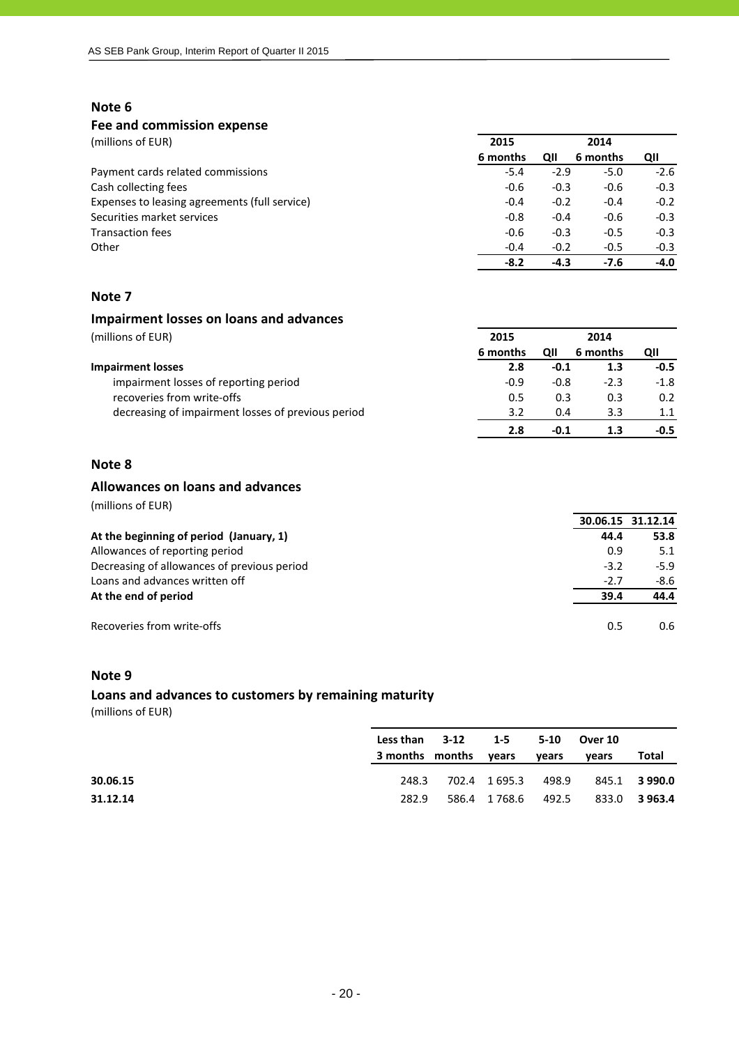## Note 6

### Fee and commission expense

| (millions of EUR) | 2015 | | 2014 | |
|---|---|---|---|---|
| | 6 months | QII | 6 months | QII |
| Payment cards related commissions | -5.4 | -2.9 | -5.0 | -2.6 |
| Cash collecting fees | -0.6 | -0.3 | -0.6 | -0.3 |
| Expenses to leasing agreements (full service) | -0.4 | -0.2 | -0.4 | -0.2 |
| Securities market services | -0.8 | -0.4 | -0.6 | -0.3 |
| Transaction fees | -0.6 | -0.3 | -0.5 | -0.3 |
| Other | -0.4 | -0.2 | -0.5 | -0.3 |
| | **-8.2** | **-4.3** | **-7.6** | **-4.0** |

## Note 7

### Impairment losses on loans and advances

| (millions of EUR) | 2015 | | 2014 | |
|---|---|---|---|---|
| | 6 months | QII | 6 months | QII |
| **Impairment losses** | **2.8** | **-0.1** | **1.3** | **-0.5** |
| impairment losses of reporting period | -0.9 | -0.8 | -2.3 | -1.8 |
| recoveries from write-offs | 0.5 | 0.3 | 0.3 | 0.2 |
| decreasing of impairment losses of previous period | 3.2 | 0.4 | 3.3 | 1.1 |
| | **2.8** | **-0.1** | **1.3** | **-0.5** |

## Note 8

### Allowances on loans and advances

(millions of EUR)

| | 30.06.15 | 31.12.14 |
|---|---|---|
| **At the beginning of period (January, 1)** | **44.4** | **53.8** |
| Allowances of reporting period | 0.9 | 5.1 |
| Decreasing of allowances of previous period | -3.2 | -5.9 |
| Loans and advances written off | -2.7 | -8.6 |
| **At the end of period** | **39.4** | **44.4** |
| | | |
| Recoveries from write-offs | 0.5 | 0.6 |

## Note 9

### Loans and advances to customers by remaining maturity

(millions of EUR)

| | Less than 3 months | 3-12 months | 1-5 years | 5-10 years | Over 10 years | Total |
|---|---|---|---|---|---|---|
| **30.06.15** | 248.3 | 702.4 | 1 695.3 | 498.9 | 845.1 | **3 990.0** |
| **31.12.14** | 282.9 | 586.4 | 1 768.6 | 492.5 | 833.0 | **3 963.4** |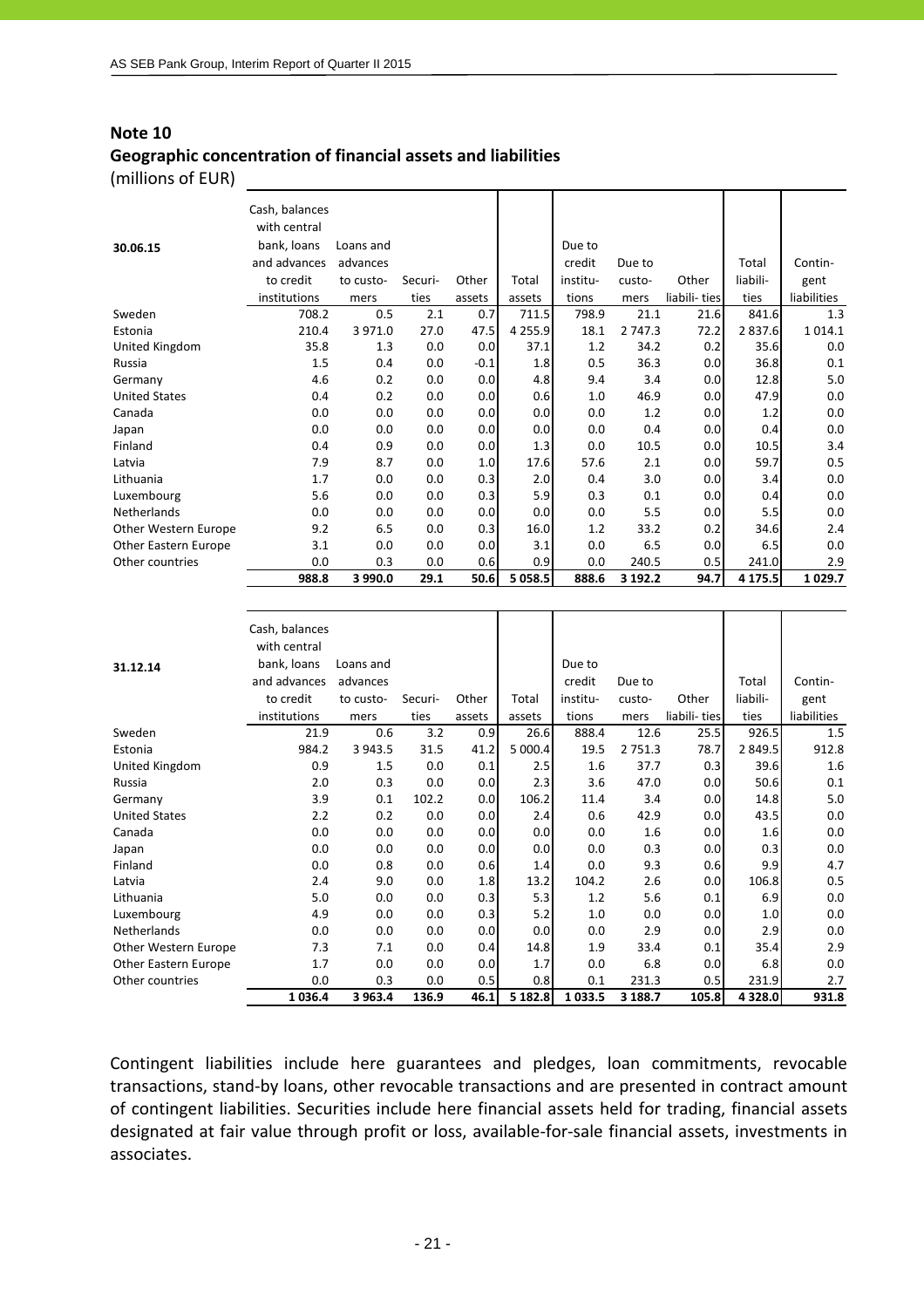## Note 10

## Geographic concentration of financial assets and liabilities

(millions of EUR)

| 30.06.15 | Cash, balances with central bank, loans and advances to credit institutions | Loans and advances to custo-mers | Securi-ties | Other assets | Total assets | Due to credit institu-tions | Due to custo-mers | Other liabili- ties | Total liabili-ties | Contin-gent liabilities |
|---|---|---|---|---|---|---|---|---|---|---|
| Sweden | 708.2 | 0.5 | 2.1 | 0.7 | 711.5 | 798.9 | 21.1 | 21.6 | 841.6 | 1.3 |
| Estonia | 210.4 | 3 971.0 | 27.0 | 47.5 | 4 255.9 | 18.1 | 2 747.3 | 72.2 | 2 837.6 | 1 014.1 |
| United Kingdom | 35.8 | 1.3 | 0.0 | 0.0 | 37.1 | 1.2 | 34.2 | 0.2 | 35.6 | 0.0 |
| Russia | 1.5 | 0.4 | 0.0 | -0.1 | 1.8 | 0.5 | 36.3 | 0.0 | 36.8 | 0.1 |
| Germany | 4.6 | 0.2 | 0.0 | 0.0 | 4.8 | 9.4 | 3.4 | 0.0 | 12.8 | 5.0 |
| United States | 0.4 | 0.2 | 0.0 | 0.0 | 0.6 | 1.0 | 46.9 | 0.0 | 47.9 | 0.0 |
| Canada | 0.0 | 0.0 | 0.0 | 0.0 | 0.0 | 0.0 | 1.2 | 0.0 | 1.2 | 0.0 |
| Japan | 0.0 | 0.0 | 0.0 | 0.0 | 0.0 | 0.0 | 0.4 | 0.0 | 0.4 | 0.0 |
| Finland | 0.4 | 0.9 | 0.0 | 0.0 | 1.3 | 0.0 | 10.5 | 0.0 | 10.5 | 3.4 |
| Latvia | 7.9 | 8.7 | 0.0 | 1.0 | 17.6 | 57.6 | 2.1 | 0.0 | 59.7 | 0.5 |
| Lithuania | 1.7 | 0.0 | 0.0 | 0.3 | 2.0 | 0.4 | 3.0 | 0.0 | 3.4 | 0.0 |
| Luxembourg | 5.6 | 0.0 | 0.0 | 0.3 | 5.9 | 0.3 | 0.1 | 0.0 | 0.4 | 0.0 |
| Netherlands | 0.0 | 0.0 | 0.0 | 0.0 | 0.0 | 0.0 | 5.5 | 0.0 | 5.5 | 0.0 |
| Other Western Europe | 9.2 | 6.5 | 0.0 | 0.3 | 16.0 | 1.2 | 33.2 | 0.2 | 34.6 | 2.4 |
| Other Eastern Europe | 3.1 | 0.0 | 0.0 | 0.0 | 3.1 | 0.0 | 6.5 | 0.0 | 6.5 | 0.0 |
| Other countries | 0.0 | 0.3 | 0.0 | 0.6 | 0.9 | 0.0 | 240.5 | 0.5 | 241.0 | 2.9 |
| | **988.8** | **3 990.0** | **29.1** | **50.6** | **5 058.5** | **888.6** | **3 192.2** | **94.7** | **4 175.5** | **1 029.7** |

| 31.12.14 | Cash, balances with central bank, loans and advances to credit institutions | Loans and advances to custo-mers | Securi-ties | Other assets | Total assets | Due to credit institu-tions | Due to custo-mers | Other liabili- ties | Total liabili-ties | Contin-gent liabilities |
|---|---|---|---|---|---|---|---|---|---|---|
| Sweden | 21.9 | 0.6 | 3.2 | 0.9 | 26.6 | 888.4 | 12.6 | 25.5 | 926.5 | 1.5 |
| Estonia | 984.2 | 3 943.5 | 31.5 | 41.2 | 5 000.4 | 19.5 | 2 751.3 | 78.7 | 2 849.5 | 912.8 |
| United Kingdom | 0.9 | 1.5 | 0.0 | 0.1 | 2.5 | 1.6 | 37.7 | 0.3 | 39.6 | 1.6 |
| Russia | 2.0 | 0.3 | 0.0 | 0.0 | 2.3 | 3.6 | 47.0 | 0.0 | 50.6 | 0.1 |
| Germany | 3.9 | 0.1 | 102.2 | 0.0 | 106.2 | 11.4 | 3.4 | 0.0 | 14.8 | 5.0 |
| United States | 2.2 | 0.2 | 0.0 | 0.0 | 2.4 | 0.6 | 42.9 | 0.0 | 43.5 | 0.0 |
| Canada | 0.0 | 0.0 | 0.0 | 0.0 | 0.0 | 0.0 | 1.6 | 0.0 | 1.6 | 0.0 |
| Japan | 0.0 | 0.0 | 0.0 | 0.0 | 0.0 | 0.0 | 0.3 | 0.0 | 0.3 | 0.0 |
| Finland | 0.0 | 0.8 | 0.0 | 0.6 | 1.4 | 0.0 | 9.3 | 0.6 | 9.9 | 4.7 |
| Latvia | 2.4 | 9.0 | 0.0 | 1.8 | 13.2 | 104.2 | 2.6 | 0.0 | 106.8 | 0.5 |
| Lithuania | 5.0 | 0.0 | 0.0 | 0.3 | 5.3 | 1.2 | 5.6 | 0.1 | 6.9 | 0.0 |
| Luxembourg | 4.9 | 0.0 | 0.0 | 0.3 | 5.2 | 1.0 | 0.0 | 0.0 | 1.0 | 0.0 |
| Netherlands | 0.0 | 0.0 | 0.0 | 0.0 | 0.0 | 0.0 | 2.9 | 0.0 | 2.9 | 0.0 |
| Other Western Europe | 7.3 | 7.1 | 0.0 | 0.4 | 14.8 | 1.9 | 33.4 | 0.1 | 35.4 | 2.9 |
| Other Eastern Europe | 1.7 | 0.0 | 0.0 | 0.0 | 1.7 | 0.0 | 6.8 | 0.0 | 6.8 | 0.0 |
| Other countries | 0.0 | 0.3 | 0.0 | 0.5 | 0.8 | 0.1 | 231.3 | 0.5 | 231.9 | 2.7 |
| | **1 036.4** | **3 963.4** | **136.9** | **46.1** | **5 182.8** | **1 033.5** | **3 188.7** | **105.8** | **4 328.0** | **931.8** |

Contingent liabilities include here guarantees and pledges, loan commitments, revocable transactions, stand-by loans, other revocable transactions and are presented in contract amount of contingent liabilities. Securities include here financial assets held for trading, financial assets designated at fair value through profit or loss, available-for-sale financial assets, investments in associates.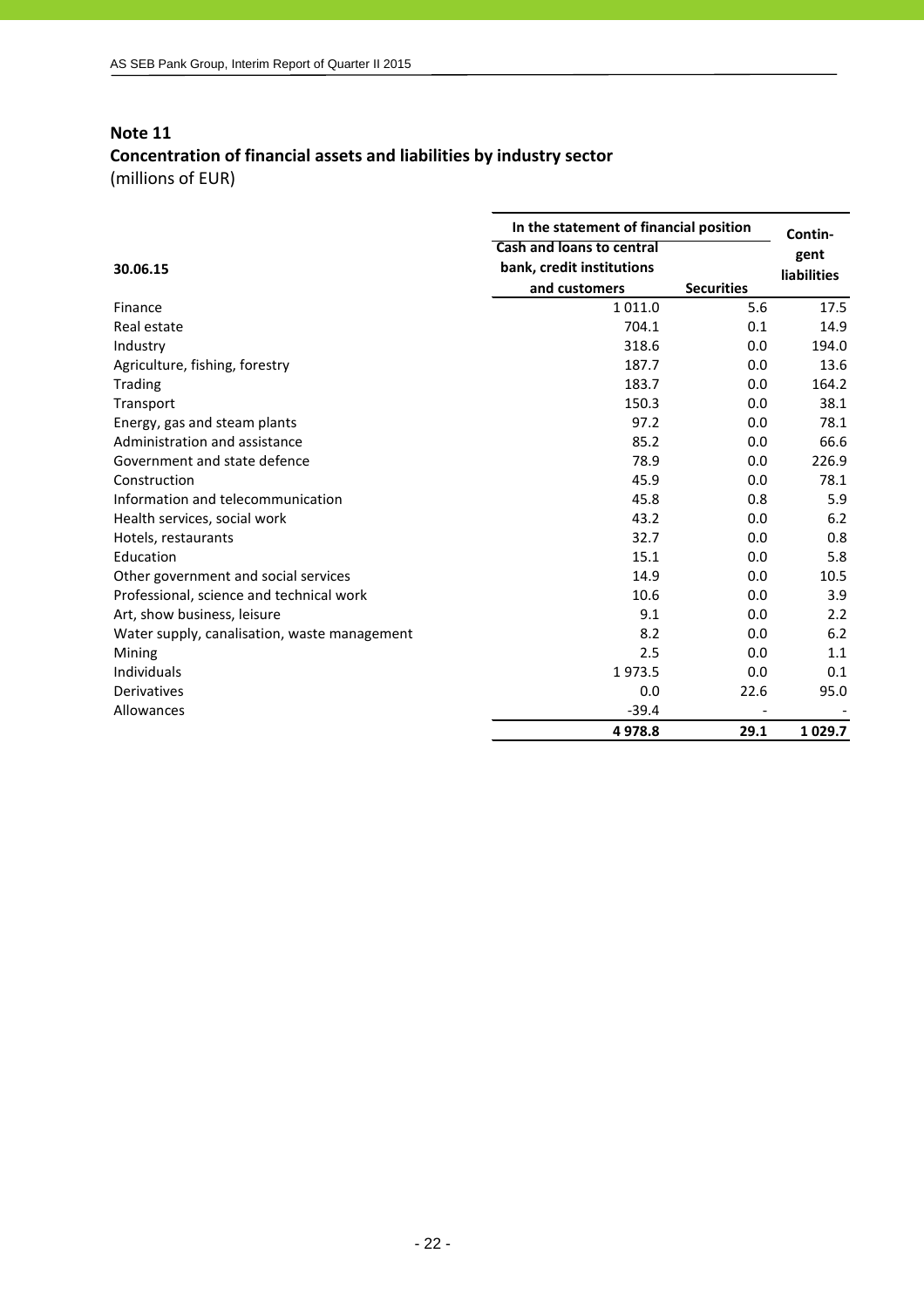## Note 11

## Concentration of financial assets and liabilities by industry sector

(millions of EUR)

| 30.06.15 | In the statement of financial position | | Contin-gent liabilities |
|---|---|---|---|
| | Cash and loans to central bank, credit institutions and customers | Securities | |
| Finance | 1 011.0 | 5.6 | 17.5 |
| Real estate | 704.1 | 0.1 | 14.9 |
| Industry | 318.6 | 0.0 | 194.0 |
| Agriculture, fishing, forestry | 187.7 | 0.0 | 13.6 |
| Trading | 183.7 | 0.0 | 164.2 |
| Transport | 150.3 | 0.0 | 38.1 |
| Energy, gas and steam plants | 97.2 | 0.0 | 78.1 |
| Administration and assistance | 85.2 | 0.0 | 66.6 |
| Government and state defence | 78.9 | 0.0 | 226.9 |
| Construction | 45.9 | 0.0 | 78.1 |
| Information and telecommunication | 45.8 | 0.8 | 5.9 |
| Health services, social work | 43.2 | 0.0 | 6.2 |
| Hotels, restaurants | 32.7 | 0.0 | 0.8 |
| Education | 15.1 | 0.0 | 5.8 |
| Other government and social services | 14.9 | 0.0 | 10.5 |
| Professional, science and technical work | 10.6 | 0.0 | 3.9 |
| Art, show business, leisure | 9.1 | 0.0 | 2.2 |
| Water supply, canalisation, waste management | 8.2 | 0.0 | 6.2 |
| Mining | 2.5 | 0.0 | 1.1 |
| Individuals | 1 973.5 | 0.0 | 0.1 |
| Derivatives | 0.0 | 22.6 | 95.0 |
| Allowances | -39.4 | - | - |
| | **4 978.8** | **29.1** | **1 029.7** |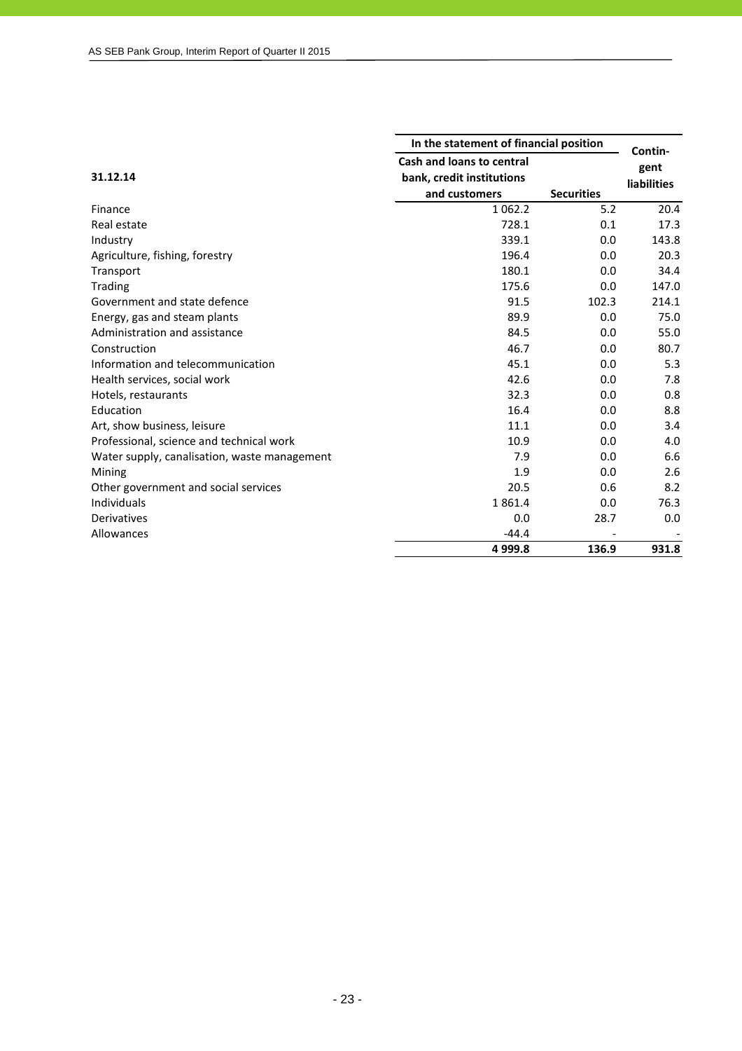| 31.12.14 | In the statement of financial position | | Contin-gent liabilities |
|---|---|---|---|
| | Cash and loans to central bank, credit institutions and customers | Securities | |
| Finance | 1 062.2 | 5.2 | 20.4 |
| Real estate | 728.1 | 0.1 | 17.3 |
| Industry | 339.1 | 0.0 | 143.8 |
| Agriculture, fishing, forestry | 196.4 | 0.0 | 20.3 |
| Transport | 180.1 | 0.0 | 34.4 |
| Trading | 175.6 | 0.0 | 147.0 |
| Government and state defence | 91.5 | 102.3 | 214.1 |
| Energy, gas and steam plants | 89.9 | 0.0 | 75.0 |
| Administration and assistance | 84.5 | 0.0 | 55.0 |
| Construction | 46.7 | 0.0 | 80.7 |
| Information and telecommunication | 45.1 | 0.0 | 5.3 |
| Health services, social work | 42.6 | 0.0 | 7.8 |
| Hotels, restaurants | 32.3 | 0.0 | 0.8 |
| Education | 16.4 | 0.0 | 8.8 |
| Art, show business, leisure | 11.1 | 0.0 | 3.4 |
| Professional, science and technical work | 10.9 | 0.0 | 4.0 |
| Water supply, canalisation, waste management | 7.9 | 0.0 | 6.6 |
| Mining | 1.9 | 0.0 | 2.6 |
| Other government and social services | 20.5 | 0.6 | 8.2 |
| Individuals | 1 861.4 | 0.0 | 76.3 |
| Derivatives | 0.0 | 28.7 | 0.0 |
| Allowances | -44.4 | - | - |
| | **4 999.8** | **136.9** | **931.8** |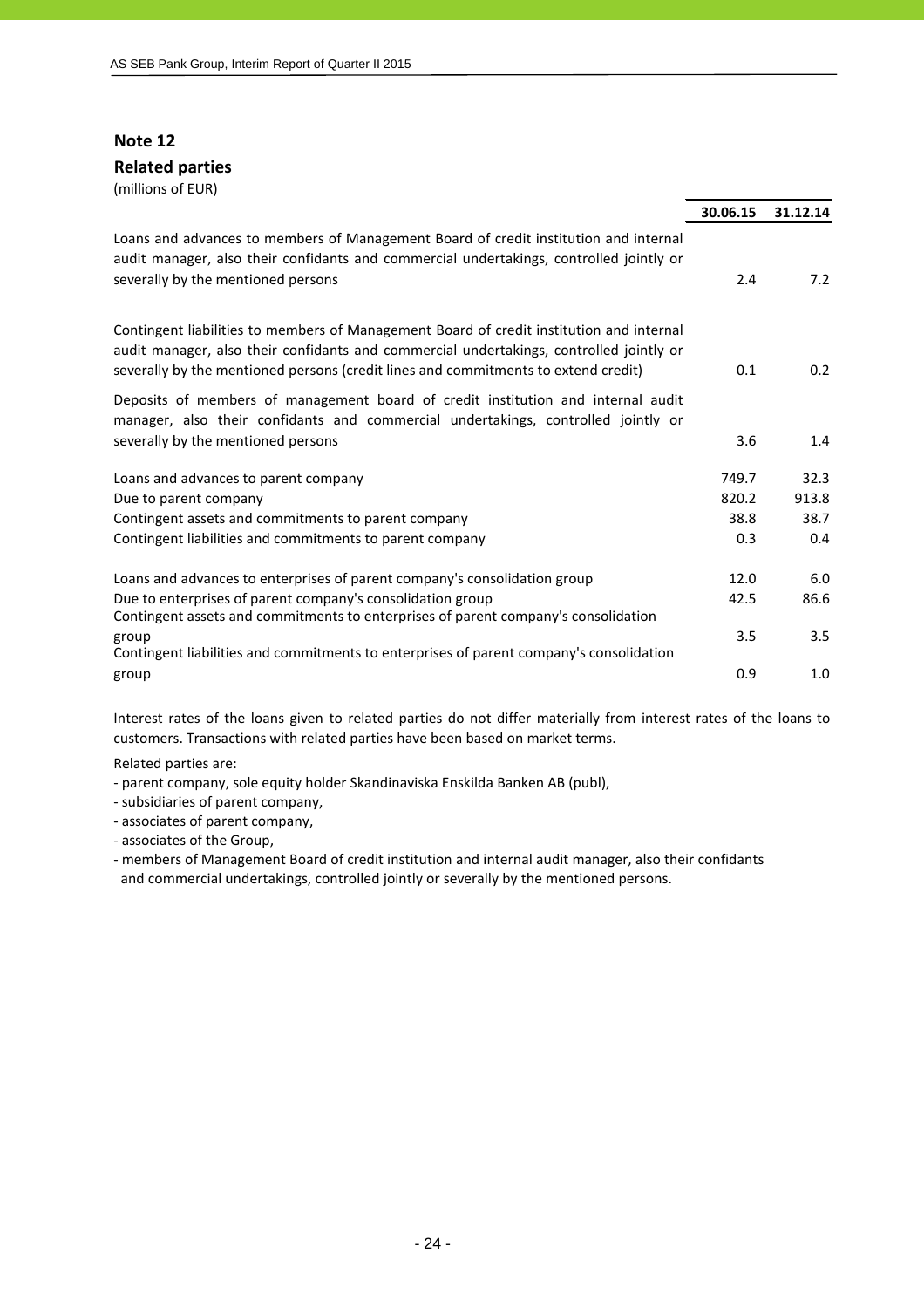## Note 12

## Related parties

(millions of EUR)

| | 30.06.15 | 31.12.14 |
|---|---|---|
| Loans and advances to members of Management Board of credit institution and internal audit manager, also their confidants and commercial undertakings, controlled jointly or severally by the mentioned persons | 2.4 | 7.2 |
| Contingent liabilities to members of Management Board of credit institution and internal audit manager, also their confidants and commercial undertakings, controlled jointly or severally by the mentioned persons (credit lines and commitments to extend credit) | 0.1 | 0.2 |
| Deposits of members of management board of credit institution and internal audit manager, also their confidants and commercial undertakings, controlled jointly or severally by the mentioned persons | 3.6 | 1.4 |
| Loans and advances to parent company | 749.7 | 32.3 |
| Due to parent company | 820.2 | 913.8 |
| Contingent assets and commitments to parent company | 38.8 | 38.7 |
| Contingent liabilities and commitments to parent company | 0.3 | 0.4 |
| Loans and advances to enterprises of parent company's consolidation group | 12.0 | 6.0 |
| Due to enterprises of parent company's consolidation group | 42.5 | 86.6 |
| Contingent assets and commitments to enterprises of parent company's consolidation group | 3.5 | 3.5 |
| Contingent liabilities and commitments to enterprises of parent company's consolidation group | 0.9 | 1.0 |

Interest rates of the loans given to related parties do not differ materially from interest rates of the loans to customers. Transactions with related parties have been based on market terms.

Related parties are:

- parent company, sole equity holder Skandinaviska Enskilda Banken AB (publ),
- subsidiaries of parent company,
- associates of parent company,
- associates of the Group,
- members of Management Board of credit institution and internal audit manager, also their confidants and commercial undertakings, controlled jointly or severally by the mentioned persons.